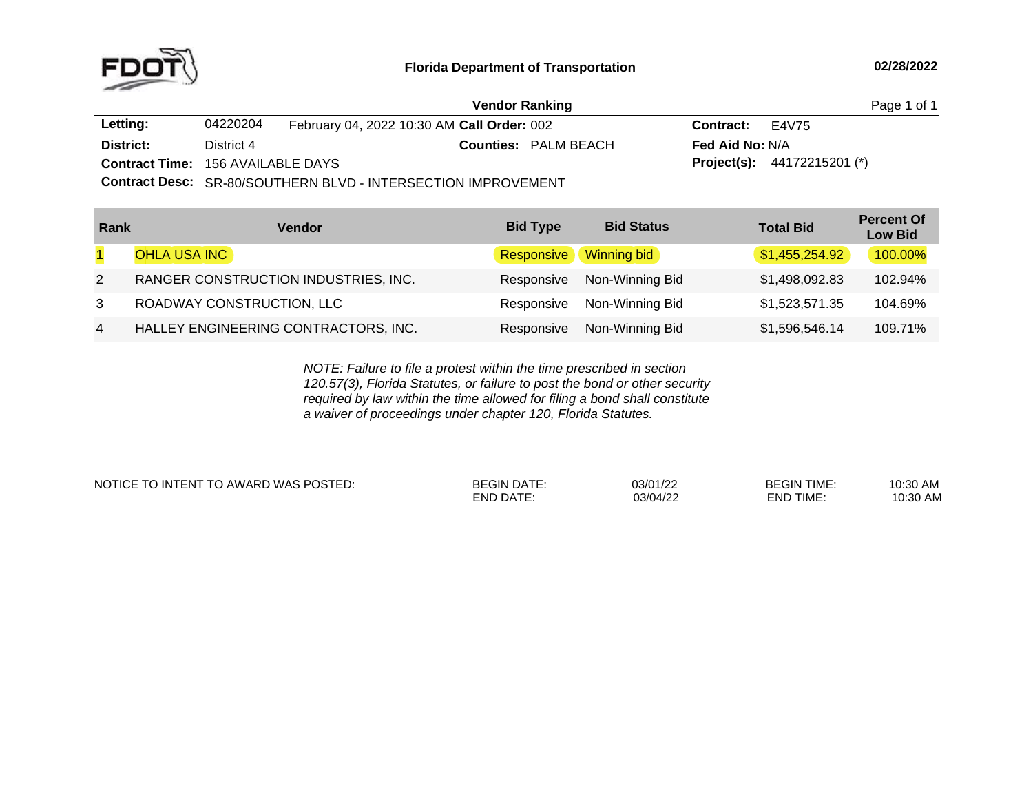**Florida Department of Transportation** 02/28/2022

## Vendor Ranking

**Letting:** 04220204 February 04, 2022 10:30 AM **Call Order:** 002 **Contract:** E4V75

**District:** District 4 **Counties:** PALM BEACH **Fed Aid No:** N/A

**Contract Time:** 156 AVAILABLE DAYS **Project(s):** 44172215201 (*)

**Contract Desc:** SR-80/SOUTHERN BLVD - INTERSECTION IMPROVEMENT

| Rank | Vendor | Bid Type | Bid Status | Total Bid | Percent Of Low Bid |
|---|---|---|---|---|---|
| 1 | OHLA USA INC | Responsive | Winning bid | $1,455,254.92 | 100.00% |
| 2 | RANGER CONSTRUCTION INDUSTRIES, INC. | Responsive | Non-Winning Bid | $1,498,092.83 | 102.94% |
| 3 | ROADWAY CONSTRUCTION, LLC | Responsive | Non-Winning Bid | $1,523,571.35 | 104.69% |
| 4 | HALLEY ENGINEERING CONTRACTORS, INC. | Responsive | Non-Winning Bid | $1,596,546.14 | 109.71% |

*NOTE: Failure to file a protest within the time prescribed in section 120.57(3), Florida Statutes, or failure to post the bond or other security required by law within the time allowed for filing a bond shall constitute a waiver of proceedings under chapter 120, Florida Statutes.*

NOTICE TO INTENT TO AWARD WAS POSTED:

| | | | |
|---|---|---|---|
| BEGIN DATE: | 03/01/22 | BEGIN TIME: | 10:30 AM |
| END DATE: | 03/04/22 | END TIME: | 10:30 AM |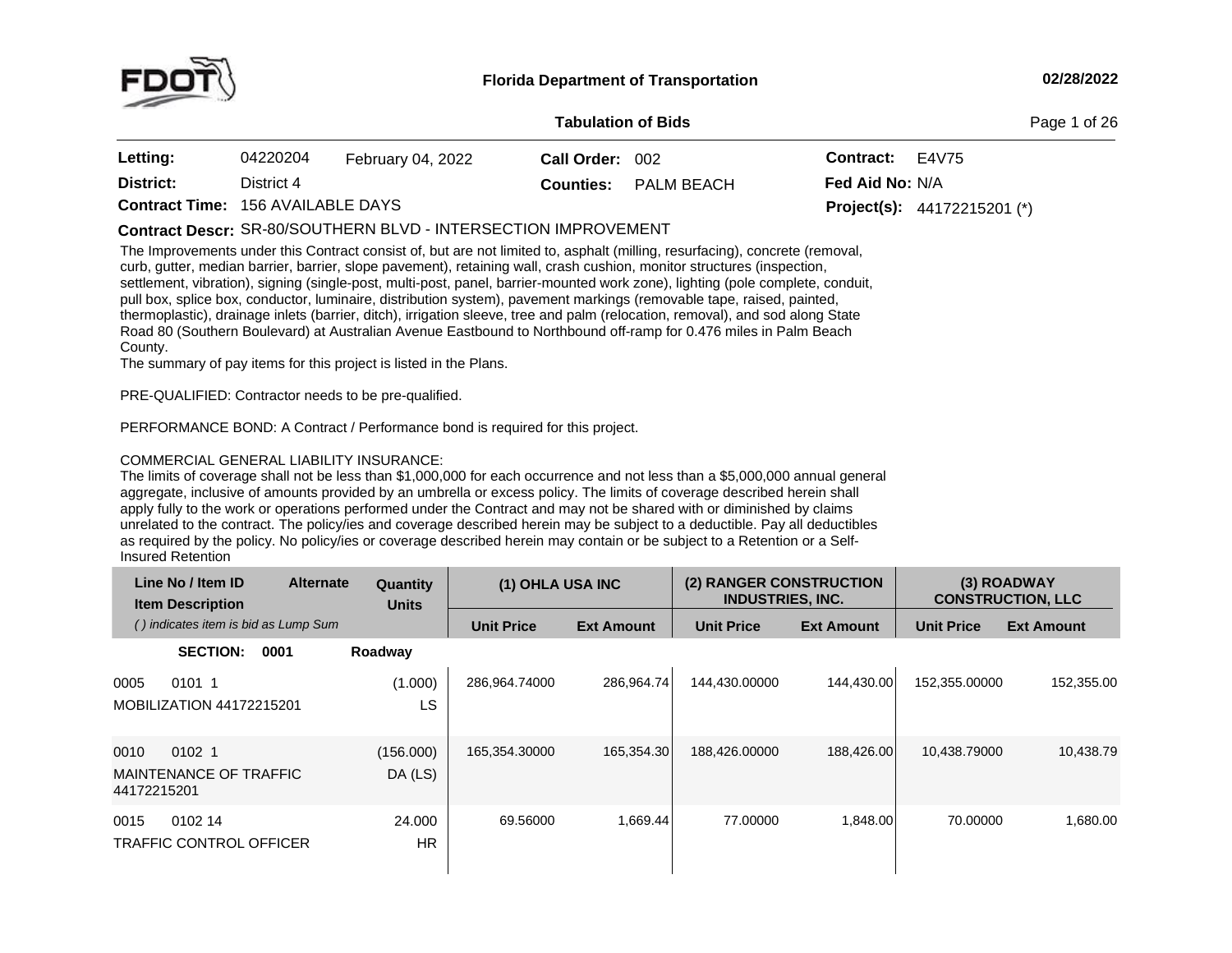# Florida Department of Transportation

02/28/2022

## Tabulation of Bids

| | | | | | | |
|---|---|---|---|---|---|---|
| **Letting:** | 04220204 | February 04, 2022 | **Call Order:** 002 | | **Contract:** | E4V75 |
| **District:** | District 4 | | **Counties:** | PALM BEACH | **Fed Aid No:** | N/A |
| **Contract Time:** | 156 AVAILABLE DAYS | | | | **Project(s):** | 44172215201 (*) |

**Contract Descr:** SR-80/SOUTHERN BLVD - INTERSECTION IMPROVEMENT

The Improvements under this Contract consist of, but are not limited to, asphalt (milling, resurfacing), concrete (removal, curb, gutter, median barrier, barrier, slope pavement), retaining wall, crash cushion, monitor structures (inspection, settlement, vibration), signing (single-post, multi-post, panel, barrier-mounted work zone), lighting (pole complete, conduit, pull box, splice box, conductor, luminaire, distribution system), pavement markings (removable tape, raised, painted, thermoplastic), drainage inlets (barrier, ditch), irrigation sleeve, tree and palm (relocation, removal), and sod along State Road 80 (Southern Boulevard) at Australian Avenue Eastbound to Northbound off-ramp for 0.476 miles in Palm Beach County.

The summary of pay items for this project is listed in the Plans.

PRE-QUALIFIED: Contractor needs to be pre-qualified.

PERFORMANCE BOND: A Contract / Performance bond is required for this project.

COMMERCIAL GENERAL LIABILITY INSURANCE:

The limits of coverage shall not be less than $1,000,000 for each occurrence and not less than a $5,000,000 annual general aggregate, inclusive of amounts provided by an umbrella or excess policy. The limits of coverage described herein shall apply fully to the work or operations performed under the Contract and may not be shared with or diminished by claims unrelated to the contract. The policy/ies and coverage described herein may be subject to a deductible. Pay all deductibles as required by the policy. No policy/ies or coverage described herein may contain or be subject to a Retention or a Self-Insured Retention

| Line No / Item ID / Item Description ( ) indicates item is bid as Lump Sum | Alternate | Quantity Units | (1) OHLA USA INC | | (2) RANGER CONSTRUCTION INDUSTRIES, INC. | | (3) ROADWAY CONSTRUCTION, LLC | |
|---|---|---|---|---|---|---|---|---|
| | | | Unit Price | Ext Amount | Unit Price | Ext Amount | Unit Price | Ext Amount |
| **SECTION: 0001** | | Roadway | | | | | | |
| 0005 0101 1 MOBILIZATION 44172215201 | | (1.000) LS | 286,964.74000 | 286,964.74 | 144,430.00000 | 144,430.00 | 152,355.00000 | 152,355.00 |
| 0010 0102 1 MAINTENANCE OF TRAFFIC 44172215201 | | (156.000) DA (LS) | 165,354.30000 | 165,354.30 | 188,426.00000 | 188,426.00 | 10,438.79000 | 10,438.79 |
| 0015 0102 14 TRAFFIC CONTROL OFFICER | | 24.000 HR | 69.56000 | 1,669.44 | 77.00000 | 1,848.00 | 70.00000 | 1,680.00 |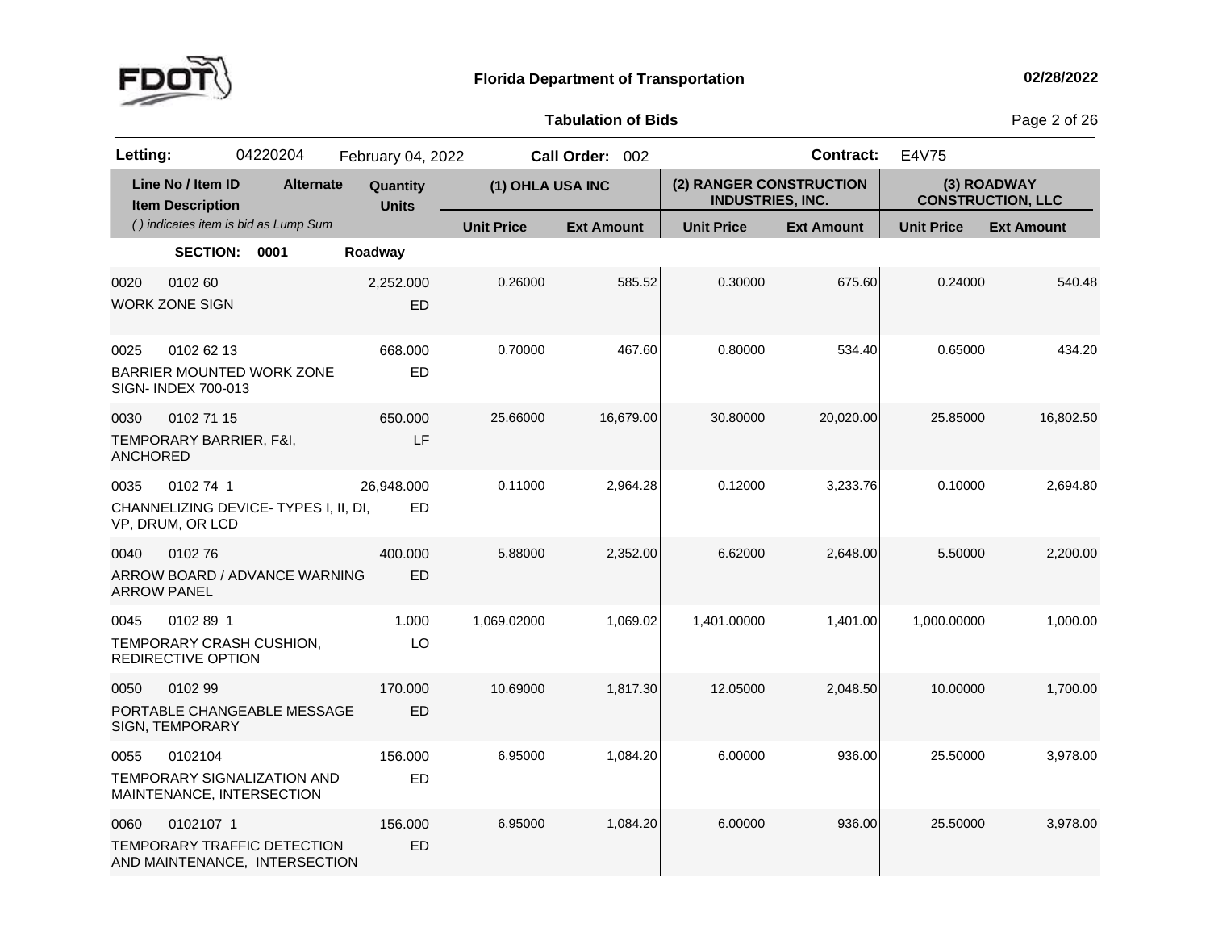**Florida Department of Transportation** — 02/28/2022

**Tabulation of Bids**

**Letting:** 04220204 February 04, 2022 **Call Order:** 002 **Contract:** E4V75

| Line No / Item ID / Item Description | Alternate | Quantity / Units | (1) OHLA USA INC Unit Price | (1) OHLA USA INC Ext Amount | (2) RANGER CONSTRUCTION INDUSTRIES, INC. Unit Price | (2) RANGER CONSTRUCTION INDUSTRIES, INC. Ext Amount | (3) ROADWAY CONSTRUCTION, LLC Unit Price | (3) ROADWAY CONSTRUCTION, LLC Ext Amount |
|---|---|---|---|---|---|---|---|---|
| *( ) indicates item is bid as Lump Sum* | | | | | | | | |
| **SECTION: 0001** | | **Roadway** | | | | | | |
| 0020 0102 60 WORK ZONE SIGN | | 2,252.000 ED | 0.26000 | 585.52 | 0.30000 | 675.60 | 0.24000 | 540.48 |
| 0025 0102 62 13 BARRIER MOUNTED WORK ZONE SIGN- INDEX 700-013 | | 668.000 ED | 0.70000 | 467.60 | 0.80000 | 534.40 | 0.65000 | 434.20 |
| 0030 0102 71 15 TEMPORARY BARRIER, F&I, ANCHORED | | 650.000 LF | 25.66000 | 16,679.00 | 30.80000 | 20,020.00 | 25.85000 | 16,802.50 |
| 0035 0102 74 1 CHANNELIZING DEVICE- TYPES I, II, DI, VP, DRUM, OR LCD | | 26,948.000 ED | 0.11000 | 2,964.28 | 0.12000 | 3,233.76 | 0.10000 | 2,694.80 |
| 0040 0102 76 ARROW BOARD / ADVANCE WARNING ARROW PANEL | | 400.000 ED | 5.88000 | 2,352.00 | 6.62000 | 2,648.00 | 5.50000 | 2,200.00 |
| 0045 0102 89 1 TEMPORARY CRASH CUSHION, REDIRECTIVE OPTION | | 1.000 LO | 1,069.02000 | 1,069.02 | 1,401.00000 | 1,401.00 | 1,000.00000 | 1,000.00 |
| 0050 0102 99 PORTABLE CHANGEABLE MESSAGE SIGN, TEMPORARY | | 170.000 ED | 10.69000 | 1,817.30 | 12.05000 | 2,048.50 | 10.00000 | 1,700.00 |
| 0055 0102104 TEMPORARY SIGNALIZATION AND MAINTENANCE, INTERSECTION | | 156.000 ED | 6.95000 | 1,084.20 | 6.00000 | 936.00 | 25.50000 | 3,978.00 |
| 0060 0102107 1 TEMPORARY TRAFFIC DETECTION AND MAINTENANCE, INTERSECTION | | 156.000 ED | 6.95000 | 1,084.20 | 6.00000 | 936.00 | 25.50000 | 3,978.00 |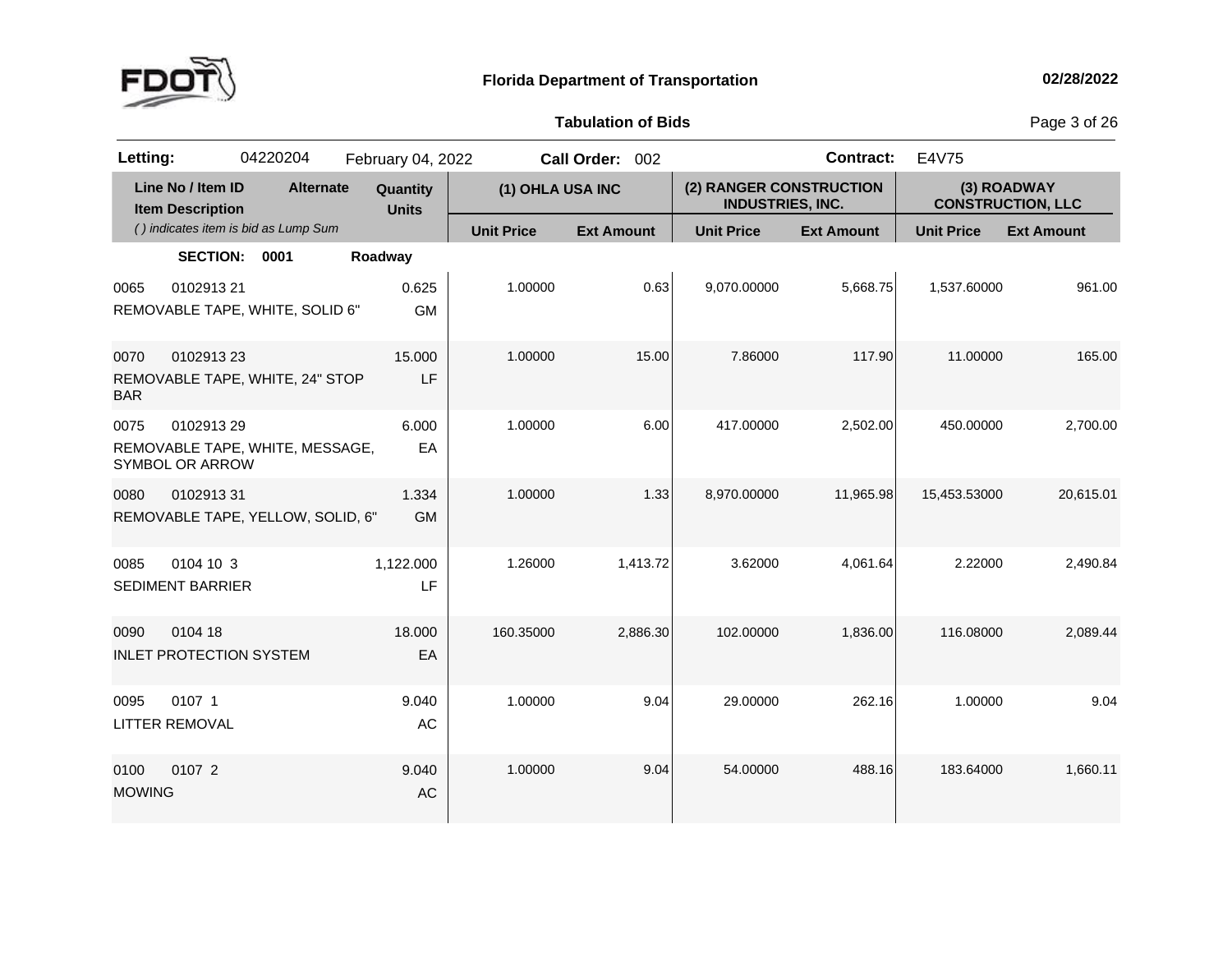**Florida Department of Transportation**

**Tabulation of Bids**

| **Letting:** | 04220204 | February 04, 2022 | **Call Order:** 002 | **Contract:** | E4V75 |
|---|---|---|---|---|---|

| Line No / Item ID | Item Description | Alternate | Quantity | Units | (1) OHLA USA INC Unit Price | (1) OHLA USA INC Ext Amount | (2) RANGER CONSTRUCTION INDUSTRIES, INC. Unit Price | (2) RANGER CONSTRUCTION INDUSTRIES, INC. Ext Amount | (3) ROADWAY CONSTRUCTION, LLC Unit Price | (3) ROADWAY CONSTRUCTION, LLC Ext Amount |
|---|---|---|---|---|---|---|---|---|---|---|
| *( ) indicates item is bid as Lump Sum* | | | | | | | | | | |
| **SECTION: 0001** | **Roadway** | | | | | | | | | |
| 0065 0102913 21 | REMOVABLE TAPE, WHITE, SOLID 6" | | 0.625 | GM | 1.00000 | 0.63 | 9,070.00000 | 5,668.75 | 1,537.60000 | 961.00 |
| 0070 0102913 23 | REMOVABLE TAPE, WHITE, 24" STOP BAR | | 15.000 | LF | 1.00000 | 15.00 | 7.86000 | 117.90 | 11.00000 | 165.00 |
| 0075 0102913 29 | REMOVABLE TAPE, WHITE, MESSAGE, SYMBOL OR ARROW | | 6.000 | EA | 1.00000 | 6.00 | 417.00000 | 2,502.00 | 450.00000 | 2,700.00 |
| 0080 0102913 31 | REMOVABLE TAPE, YELLOW, SOLID, 6" | | 1.334 | GM | 1.00000 | 1.33 | 8,970.00000 | 11,965.98 | 15,453.53000 | 20,615.01 |
| 0085 0104 10 3 | SEDIMENT BARRIER | | 1,122.000 | LF | 1.26000 | 1,413.72 | 3.62000 | 4,061.64 | 2.22000 | 2,490.84 |
| 0090 0104 18 | INLET PROTECTION SYSTEM | | 18.000 | EA | 160.35000 | 2,886.30 | 102.00000 | 1,836.00 | 116.08000 | 2,089.44 |
| 0095 0107 1 | LITTER REMOVAL | | 9.040 | AC | 1.00000 | 9.04 | 29.00000 | 262.16 | 1.00000 | 9.04 |
| 0100 0107 2 | MOWING | | 9.040 | AC | 1.00000 | 9.04 | 54.00000 | 488.16 | 183.64000 | 1,660.11 |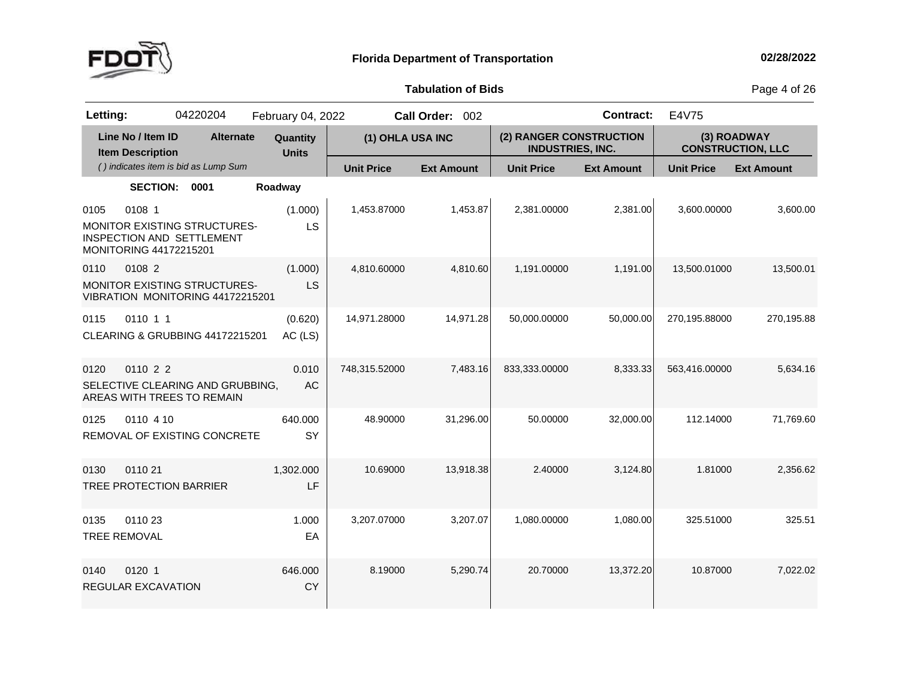**Florida Department of Transportation** 02/28/2022

**Tabulation of Bids**

**Letting:** 04220204 February 04, 2022 **Call Order:** 002 **Contract:** E4V75

| Line No / Item ID | Item Description | Alternate | Quantity / Units | (1) OHLA USA INC Unit Price | (1) OHLA USA INC Ext Amount | (2) RANGER CONSTRUCTION INDUSTRIES, INC. Unit Price | (2) RANGER CONSTRUCTION INDUSTRIES, INC. Ext Amount | (3) ROADWAY CONSTRUCTION, LLC Unit Price | (3) ROADWAY CONSTRUCTION, LLC Ext Amount |
|---|---|---|---|---|---|---|---|---|---|
| | ( ) indicates item is bid as Lump Sum | | | | | | | | |
| **SECTION: 0001** | **Roadway** | | | | | | | | |
| 0105 0108 1 | MONITOR EXISTING STRUCTURES-INSPECTION AND SETTLEMENT MONITORING 44172215201 | | (1.000) LS | 1,453.87000 | 1,453.87 | 2,381.00000 | 2,381.00 | 3,600.00000 | 3,600.00 |
| 0110 0108 2 | MONITOR EXISTING STRUCTURES-VIBRATION MONITORING 44172215201 | | (1.000) LS | 4,810.60000 | 4,810.60 | 1,191.00000 | 1,191.00 | 13,500.01000 | 13,500.01 |
| 0115 0110 1 1 | CLEARING & GRUBBING 44172215201 | | (0.620) AC (LS) | 14,971.28000 | 14,971.28 | 50,000.00000 | 50,000.00 | 270,195.88000 | 270,195.88 |
| 0120 0110 2 2 | SELECTIVE CLEARING AND GRUBBING, AREAS WITH TREES TO REMAIN | | 0.010 AC | 748,315.52000 | 7,483.16 | 833,333.00000 | 8,333.33 | 563,416.00000 | 5,634.16 |
| 0125 0110 4 10 | REMOVAL OF EXISTING CONCRETE | | 640.000 SY | 48.90000 | 31,296.00 | 50.00000 | 32,000.00 | 112.14000 | 71,769.60 |
| 0130 0110 21 | TREE PROTECTION BARRIER | | 1,302.000 LF | 10.69000 | 13,918.38 | 2.40000 | 3,124.80 | 1.81000 | 2,356.62 |
| 0135 0110 23 | TREE REMOVAL | | 1.000 EA | 3,207.07000 | 3,207.07 | 1,080.00000 | 1,080.00 | 325.51000 | 325.51 |
| 0140 0120 1 | REGULAR EXCAVATION | | 646.000 CY | 8.19000 | 5,290.74 | 20.70000 | 13,372.20 | 10.87000 | 7,022.02 |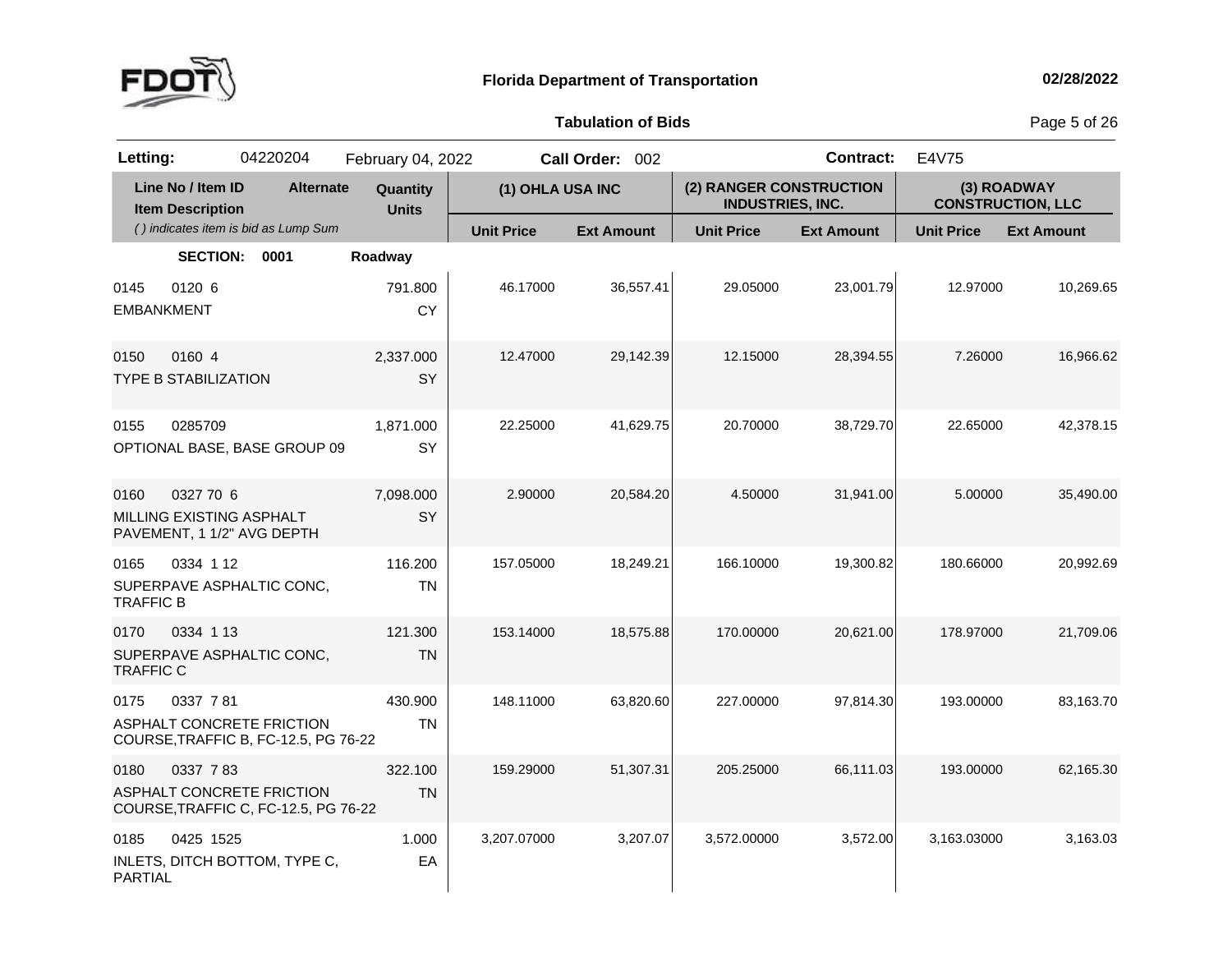**Florida Department of Transportation** 02/28/2022

**Tabulation of Bids**

| **Letting:** | 04220204 | February 04, 2022 | **Call Order:** 002 | **Contract:** | E4V75 |
|---|---|---|---|---|---|

| Line No / Item ID | Item Description | Alternate | Quantity / Units | (1) OHLA USA INC Unit Price | (1) OHLA USA INC Ext Amount | (2) RANGER CONSTRUCTION INDUSTRIES, INC. Unit Price | (2) RANGER CONSTRUCTION INDUSTRIES, INC. Ext Amount | (3) ROADWAY CONSTRUCTION, LLC Unit Price | (3) ROADWAY CONSTRUCTION, LLC Ext Amount |
|---|---|---|---|---|---|---|---|---|---|
| *( ) indicates item is bid as Lump Sum* | | | | | | | | | |
| **SECTION: 0001** | **Roadway** | | | | | | | | |
| 0145 0120 6 | EMBANKMENT | | 791.800 CY | 46.17000 | 36,557.41 | 29.05000 | 23,001.79 | 12.97000 | 10,269.65 |
| 0150 0160 4 | TYPE B STABILIZATION | | 2,337.000 SY | 12.47000 | 29,142.39 | 12.15000 | 28,394.55 | 7.26000 | 16,966.62 |
| 0155 0285709 | OPTIONAL BASE, BASE GROUP 09 | | 1,871.000 SY | 22.25000 | 41,629.75 | 20.70000 | 38,729.70 | 22.65000 | 42,378.15 |
| 0160 0327 70 6 | MILLING EXISTING ASPHALT PAVEMENT, 1 1/2" AVG DEPTH | | 7,098.000 SY | 2.90000 | 20,584.20 | 4.50000 | 31,941.00 | 5.00000 | 35,490.00 |
| 0165 0334 1 12 | SUPERPAVE ASPHALTIC CONC, TRAFFIC B | | 116.200 TN | 157.05000 | 18,249.21 | 166.10000 | 19,300.82 | 180.66000 | 20,992.69 |
| 0170 0334 1 13 | SUPERPAVE ASPHALTIC CONC, TRAFFIC C | | 121.300 TN | 153.14000 | 18,575.88 | 170.00000 | 20,621.00 | 178.97000 | 21,709.06 |
| 0175 0337 7 81 | ASPHALT CONCRETE FRICTION COURSE,TRAFFIC B, FC-12.5, PG 76-22 | | 430.900 TN | 148.11000 | 63,820.60 | 227.00000 | 97,814.30 | 193.00000 | 83,163.70 |
| 0180 0337 7 83 | ASPHALT CONCRETE FRICTION COURSE,TRAFFIC C, FC-12.5, PG 76-22 | | 322.100 TN | 159.29000 | 51,307.31 | 205.25000 | 66,111.03 | 193.00000 | 62,165.30 |
| 0185 0425 1525 | INLETS, DITCH BOTTOM, TYPE C, PARTIAL | | 1.000 EA | 3,207.07000 | 3,207.07 | 3,572.00000 | 3,572.00 | 3,163.03000 | 3,163.03 |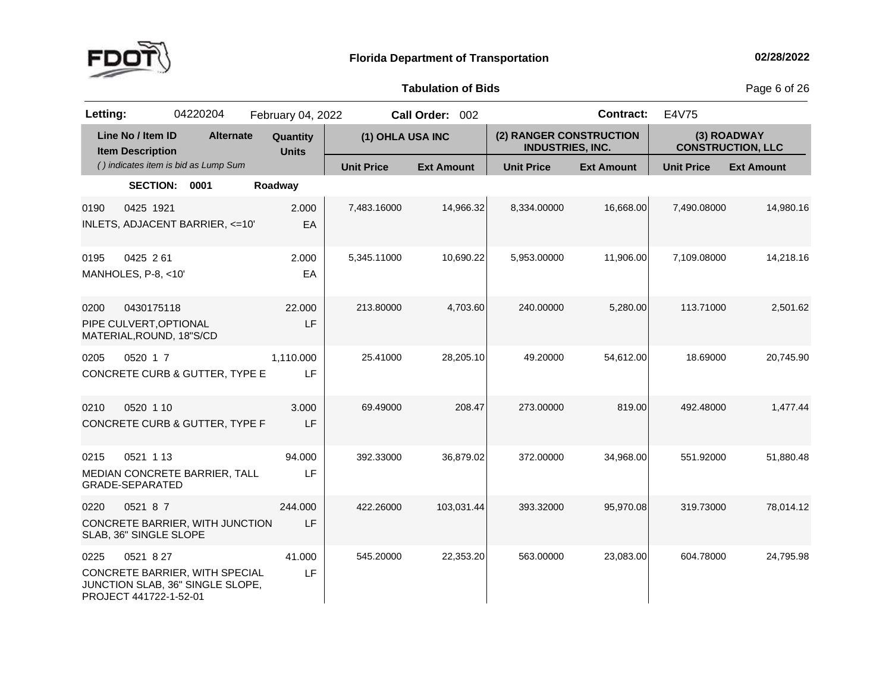Florida Department of Transportation

02/28/2022

**Tabulation of Bids**

| Letting: | 04220204 | February 04, 2022 | Call Order: 002 | Contract: E4V75 |
|---|---|---|---|---|

| Line No / Item ID / Item Description | Alternate | Quantity / Units | (1) OHLA USA INC | | (2) RANGER CONSTRUCTION INDUSTRIES, INC. | | (3) ROADWAY CONSTRUCTION, LLC | |
|---|---|---|---|---|---|---|---|---|
| ( ) indicates item is bid as Lump Sum | | | Unit Price | Ext Amount | Unit Price | Ext Amount | Unit Price | Ext Amount |
| **SECTION: 0001** | | Roadway | | | | | | |
| 0190 0425 1921 INLETS, ADJACENT BARRIER, <=10' | | 2.000 EA | 7,483.16000 | 14,966.32 | 8,334.00000 | 16,668.00 | 7,490.08000 | 14,980.16 |
| 0195 0425 2 61 MANHOLES, P-8, <10' | | 2.000 EA | 5,345.11000 | 10,690.22 | 5,953.00000 | 11,906.00 | 7,109.08000 | 14,218.16 |
| 0200 0430175118 PIPE CULVERT,OPTIONAL MATERIAL,ROUND, 18"S/CD | | 22.000 LF | 213.80000 | 4,703.60 | 240.00000 | 5,280.00 | 113.71000 | 2,501.62 |
| 0205 0520 1 7 CONCRETE CURB & GUTTER, TYPE E | | 1,110.000 LF | 25.41000 | 28,205.10 | 49.20000 | 54,612.00 | 18.69000 | 20,745.90 |
| 0210 0520 1 10 CONCRETE CURB & GUTTER, TYPE F | | 3.000 LF | 69.49000 | 208.47 | 273.00000 | 819.00 | 492.48000 | 1,477.44 |
| 0215 0521 1 13 MEDIAN CONCRETE BARRIER, TALL GRADE-SEPARATED | | 94.000 LF | 392.33000 | 36,879.02 | 372.00000 | 34,968.00 | 551.92000 | 51,880.48 |
| 0220 0521 8 7 CONCRETE BARRIER, WITH JUNCTION SLAB, 36" SINGLE SLOPE | | 244.000 LF | 422.26000 | 103,031.44 | 393.32000 | 95,970.08 | 319.73000 | 78,014.12 |
| 0225 0521 8 27 CONCRETE BARRIER, WITH SPECIAL JUNCTION SLAB, 36" SINGLE SLOPE, PROJECT 441722-1-52-01 | | 41.000 LF | 545.20000 | 22,353.20 | 563.00000 | 23,083.00 | 604.78000 | 24,795.98 |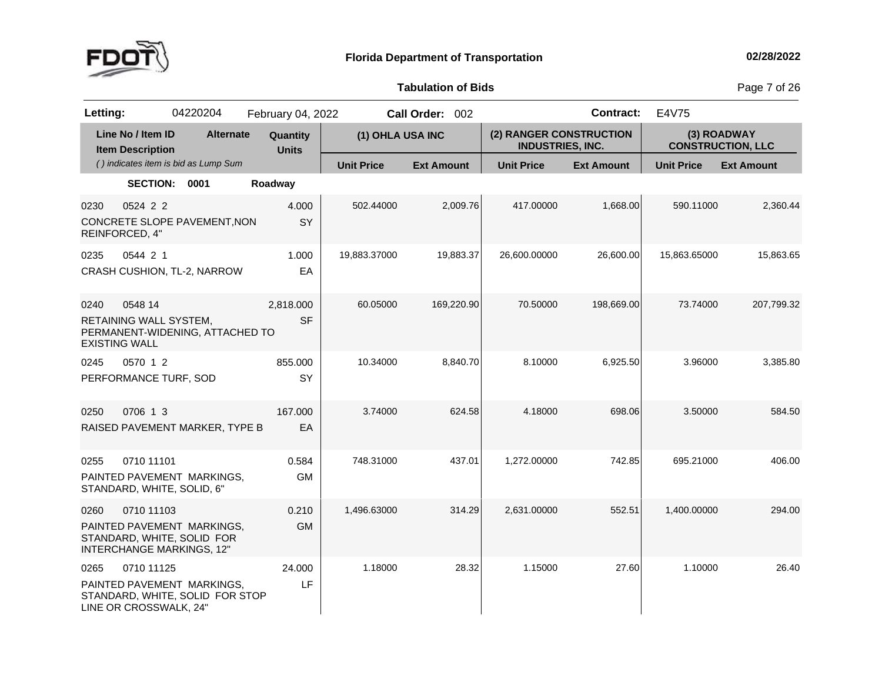**Florida Department of Transportation** — 02/28/2022

**Tabulation of Bids**

**Letting:** 04220204 February 04, 2022 **Call Order:** 002 **Contract:** E4V75

| Line No / Item ID<br>Item Description<br>*( ) indicates item is bid as Lump Sum* | Alternate | Quantity<br>Units | (1) OHLA USA INC | | (2) RANGER CONSTRUCTION INDUSTRIES, INC. | | (3) ROADWAY CONSTRUCTION, LLC | |
|---|---|---|---|---|---|---|---|---|
| | | | Unit Price | Ext Amount | Unit Price | Ext Amount | Unit Price | Ext Amount |
| **SECTION: 0001** | | **Roadway** | | | | | | |
| 0230 0524 2 2<br>CONCRETE SLOPE PAVEMENT,NON REINFORCED, 4" | | 4.000<br>SY | 502.44000 | 2,009.76 | 417.00000 | 1,668.00 | 590.11000 | 2,360.44 |
| 0235 0544 2 1<br>CRASH CUSHION, TL-2, NARROW | | 1.000<br>EA | 19,883.37000 | 19,883.37 | 26,600.00000 | 26,600.00 | 15,863.65000 | 15,863.65 |
| 0240 0548 14<br>RETAINING WALL SYSTEM, PERMANENT-WIDENING, ATTACHED TO EXISTING WALL | | 2,818.000<br>SF | 60.05000 | 169,220.90 | 70.50000 | 198,669.00 | 73.74000 | 207,799.32 |
| 0245 0570 1 2<br>PERFORMANCE TURF, SOD | | 855.000<br>SY | 10.34000 | 8,840.70 | 8.10000 | 6,925.50 | 3.96000 | 3,385.80 |
| 0250 0706 1 3<br>RAISED PAVEMENT MARKER, TYPE B | | 167.000<br>EA | 3.74000 | 624.58 | 4.18000 | 698.06 | 3.50000 | 584.50 |
| 0255 0710 11101<br>PAINTED PAVEMENT MARKINGS, STANDARD, WHITE, SOLID, 6" | | 0.584<br>GM | 748.31000 | 437.01 | 1,272.00000 | 742.85 | 695.21000 | 406.00 |
| 0260 0710 11103<br>PAINTED PAVEMENT MARKINGS, STANDARD, WHITE, SOLID FOR INTERCHANGE MARKINGS, 12" | | 0.210<br>GM | 1,496.63000 | 314.29 | 2,631.00000 | 552.51 | 1,400.00000 | 294.00 |
| 0265 0710 11125<br>PAINTED PAVEMENT MARKINGS, STANDARD, WHITE, SOLID FOR STOP LINE OR CROSSWALK, 24" | | 24.000<br>LF | 1.18000 | 28.32 | 1.15000 | 27.60 | 1.10000 | 26.40 |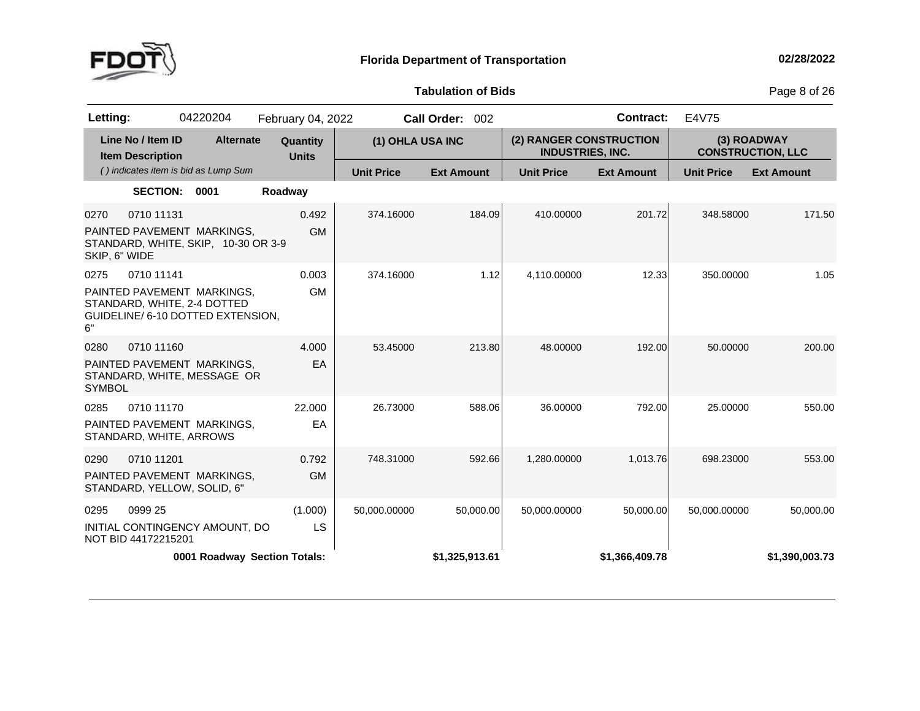**Florida Department of Transportation** 02/28/2022

**Tabulation of Bids**

**Letting:** 04220204 February 04, 2022 **Call Order:** 002 **Contract:** E4V75

| Line No / Item ID | Item Description | Alternate | Quantity | Units | (1) OHLA USA INC Unit Price | (1) OHLA USA INC Ext Amount | (2) RANGER CONSTRUCTION INDUSTRIES, INC. Unit Price | (2) RANGER CONSTRUCTION INDUSTRIES, INC. Ext Amount | (3) ROADWAY CONSTRUCTION, LLC Unit Price | (3) ROADWAY CONSTRUCTION, LLC Ext Amount |
|---|---|---|---|---|---|---|---|---|---|---|
| **SECTION: 0001** | **Roadway** | | | | | | | | | |
| 0270 0710 11131 | PAINTED PAVEMENT MARKINGS, STANDARD, WHITE, SKIP, 10-30 OR 3-9 SKIP, 6" WIDE | | 0.492 | GM | 374.16000 | 184.09 | 410.00000 | 201.72 | 348.58000 | 171.50 |
| 0275 0710 11141 | PAINTED PAVEMENT MARKINGS, STANDARD, WHITE, 2-4 DOTTED GUIDELINE/ 6-10 DOTTED EXTENSION, 6" | | 0.003 | GM | 374.16000 | 1.12 | 4,110.00000 | 12.33 | 350.00000 | 1.05 |
| 0280 0710 11160 | PAINTED PAVEMENT MARKINGS, STANDARD, WHITE, MESSAGE OR SYMBOL | | 4.000 | EA | 53.45000 | 213.80 | 48.00000 | 192.00 | 50.00000 | 200.00 |
| 0285 0710 11170 | PAINTED PAVEMENT MARKINGS, STANDARD, WHITE, ARROWS | | 22.000 | EA | 26.73000 | 588.06 | 36.00000 | 792.00 | 25.00000 | 550.00 |
| 0290 0710 11201 | PAINTED PAVEMENT MARKINGS, STANDARD, YELLOW, SOLID, 6" | | 0.792 | GM | 748.31000 | 592.66 | 1,280.00000 | 1,013.76 | 698.23000 | 553.00 |
| 0295 0999 25 | INITIAL CONTINGENCY AMOUNT, DO NOT BID 44172215201 | | (1.000) | LS | 50,000.00000 | 50,000.00 | 50,000.00000 | 50,000.00 | 50,000.00000 | 50,000.00 |
| | **0001 Roadway Section Totals:** | | | | | **$1,325,913.61** | | **$1,366,409.78** | | **$1,390,003.73** |

*( ) indicates item is bid as Lump Sum*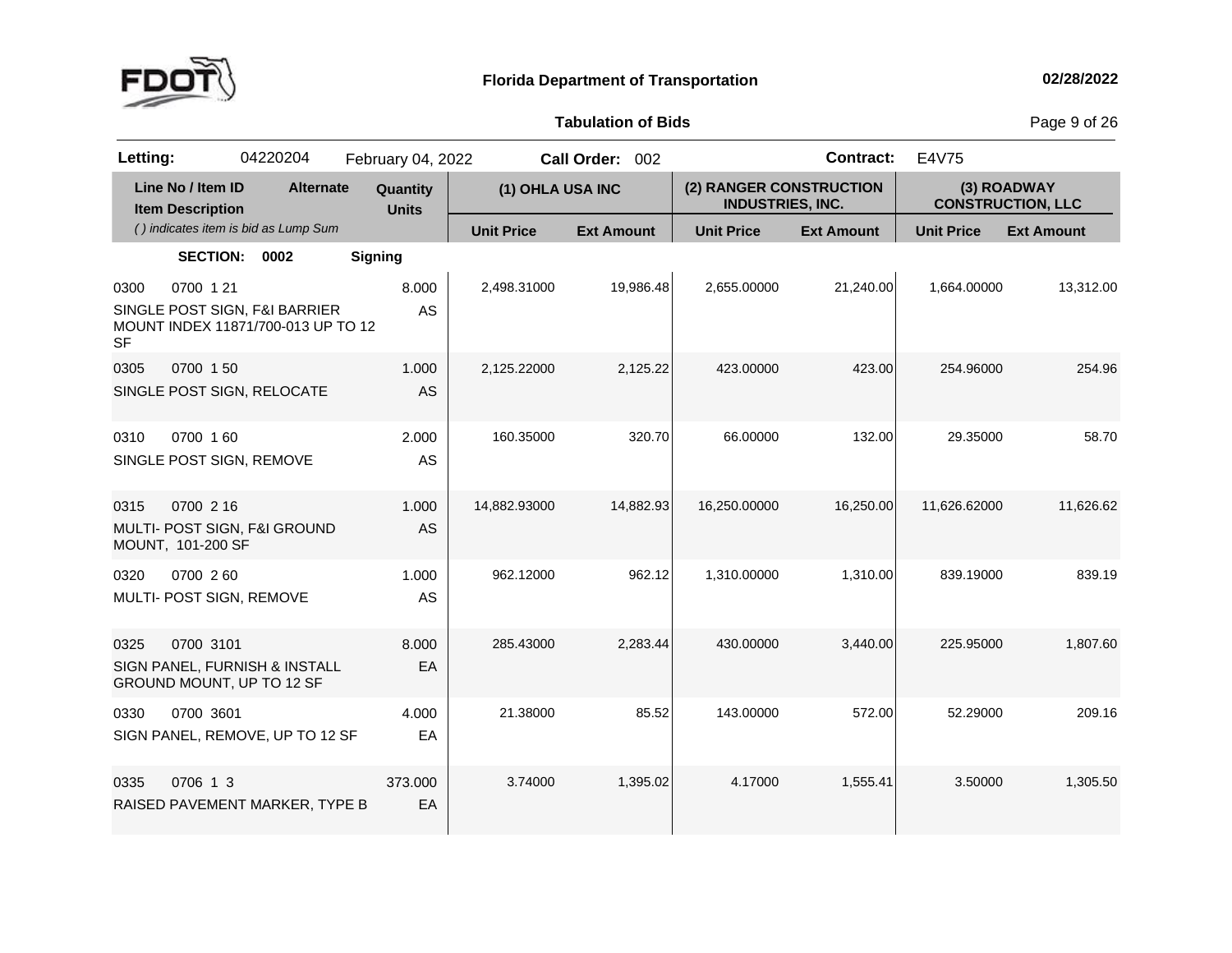**Florida Department of Transportation**

02/28/2022

**Tabulation of Bids**

| **Letting:** | 04220204 | February 04, 2022 | **Call Order:** 002 | **Contract:** | E4V75 |
|---|---|---|---|---|---|

| Line No / Item ID / Item Description | Alternate | Quantity / Units | (1) OHLA USA INC | | (2) RANGER CONSTRUCTION INDUSTRIES, INC. | | (3) ROADWAY CONSTRUCTION, LLC | |
|---|---|---|---|---|---|---|---|---|
| *( ) indicates item is bid as Lump Sum* | | | Unit Price | Ext Amount | Unit Price | Ext Amount | Unit Price | Ext Amount |
| **SECTION: 0002** | | **Signing** | | | | | | |
| 0300 0700 1 21 SINGLE POST SIGN, F&I BARRIER MOUNT INDEX 11871/700-013 UP TO 12 SF | | 8.000 AS | 2,498.31000 | 19,986.48 | 2,655.00000 | 21,240.00 | 1,664.00000 | 13,312.00 |
| 0305 0700 1 50 SINGLE POST SIGN, RELOCATE | | 1.000 AS | 2,125.22000 | 2,125.22 | 423.00000 | 423.00 | 254.96000 | 254.96 |
| 0310 0700 1 60 SINGLE POST SIGN, REMOVE | | 2.000 AS | 160.35000 | 320.70 | 66.00000 | 132.00 | 29.35000 | 58.70 |
| 0315 0700 2 16 MULTI- POST SIGN, F&I GROUND MOUNT, 101-200 SF | | 1.000 AS | 14,882.93000 | 14,882.93 | 16,250.00000 | 16,250.00 | 11,626.62000 | 11,626.62 |
| 0320 0700 2 60 MULTI- POST SIGN, REMOVE | | 1.000 AS | 962.12000 | 962.12 | 1,310.00000 | 1,310.00 | 839.19000 | 839.19 |
| 0325 0700 3101 SIGN PANEL, FURNISH & INSTALL GROUND MOUNT, UP TO 12 SF | | 8.000 EA | 285.43000 | 2,283.44 | 430.00000 | 3,440.00 | 225.95000 | 1,807.60 |
| 0330 0700 3601 SIGN PANEL, REMOVE, UP TO 12 SF | | 4.000 EA | 21.38000 | 85.52 | 143.00000 | 572.00 | 52.29000 | 209.16 |
| 0335 0706 1 3 RAISED PAVEMENT MARKER, TYPE B | | 373.000 EA | 3.74000 | 1,395.02 | 4.17000 | 1,555.41 | 3.50000 | 1,305.50 |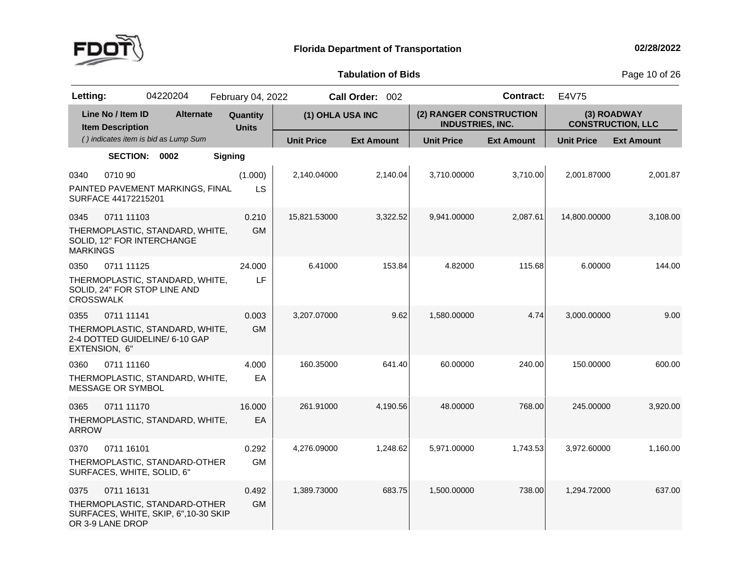**Florida Department of Transportation** 02/28/2022

**Tabulation of Bids**

**Letting:** 04220204 February 04, 2022 **Call Order:** 002 **Contract:** E4V75

| Line No / Item ID | Item Description | Alternate | Quantity / Units | (1) OHLA USA INC Unit Price | (1) OHLA USA INC Ext Amount | (2) RANGER CONSTRUCTION INDUSTRIES, INC. Unit Price | (2) RANGER CONSTRUCTION INDUSTRIES, INC. Ext Amount | (3) ROADWAY CONSTRUCTION, LLC Unit Price | (3) ROADWAY CONSTRUCTION, LLC Ext Amount |
|---|---|---|---|---|---|---|---|---|---|
| **SECTION: 0002** | **Signing** | | | | | | | | |
| 0340 0710 90 | PAINTED PAVEMENT MARKINGS, FINAL SURFACE 44172215201 | | (1.000) LS | 2,140.04000 | 2,140.04 | 3,710.00000 | 3,710.00 | 2,001.87000 | 2,001.87 |
| 0345 0711 11103 | THERMOPLASTIC, STANDARD, WHITE, SOLID, 12" FOR INTERCHANGE MARKINGS | | 0.210 GM | 15,821.53000 | 3,322.52 | 9,941.00000 | 2,087.61 | 14,800.00000 | 3,108.00 |
| 0350 0711 11125 | THERMOPLASTIC, STANDARD, WHITE, SOLID, 24" FOR STOP LINE AND CROSSWALK | | 24.000 LF | 6.41000 | 153.84 | 4.82000 | 115.68 | 6.00000 | 144.00 |
| 0355 0711 11141 | THERMOPLASTIC, STANDARD, WHITE, 2-4 DOTTED GUIDELINE/ 6-10 GAP EXTENSION, 6" | | 0.003 GM | 3,207.07000 | 9.62 | 1,580.00000 | 4.74 | 3,000.00000 | 9.00 |
| 0360 0711 11160 | THERMOPLASTIC, STANDARD, WHITE, MESSAGE OR SYMBOL | | 4.000 EA | 160.35000 | 641.40 | 60.00000 | 240.00 | 150.00000 | 600.00 |
| 0365 0711 11170 | THERMOPLASTIC, STANDARD, WHITE, ARROW | | 16.000 EA | 261.91000 | 4,190.56 | 48.00000 | 768.00 | 245.00000 | 3,920.00 |
| 0370 0711 16101 | THERMOPLASTIC, STANDARD-OTHER SURFACES, WHITE, SOLID, 6" | | 0.292 GM | 4,276.09000 | 1,248.62 | 5,971.00000 | 1,743.53 | 3,972.60000 | 1,160.00 |
| 0375 0711 16131 | THERMOPLASTIC, STANDARD-OTHER SURFACES, WHITE, SKIP, 6",10-30 SKIP OR 3-9 LANE DROP | | 0.492 GM | 1,389.73000 | 683.75 | 1,500.00000 | 738.00 | 1,294.72000 | 637.00 |

( ) indicates item is bid as Lump Sum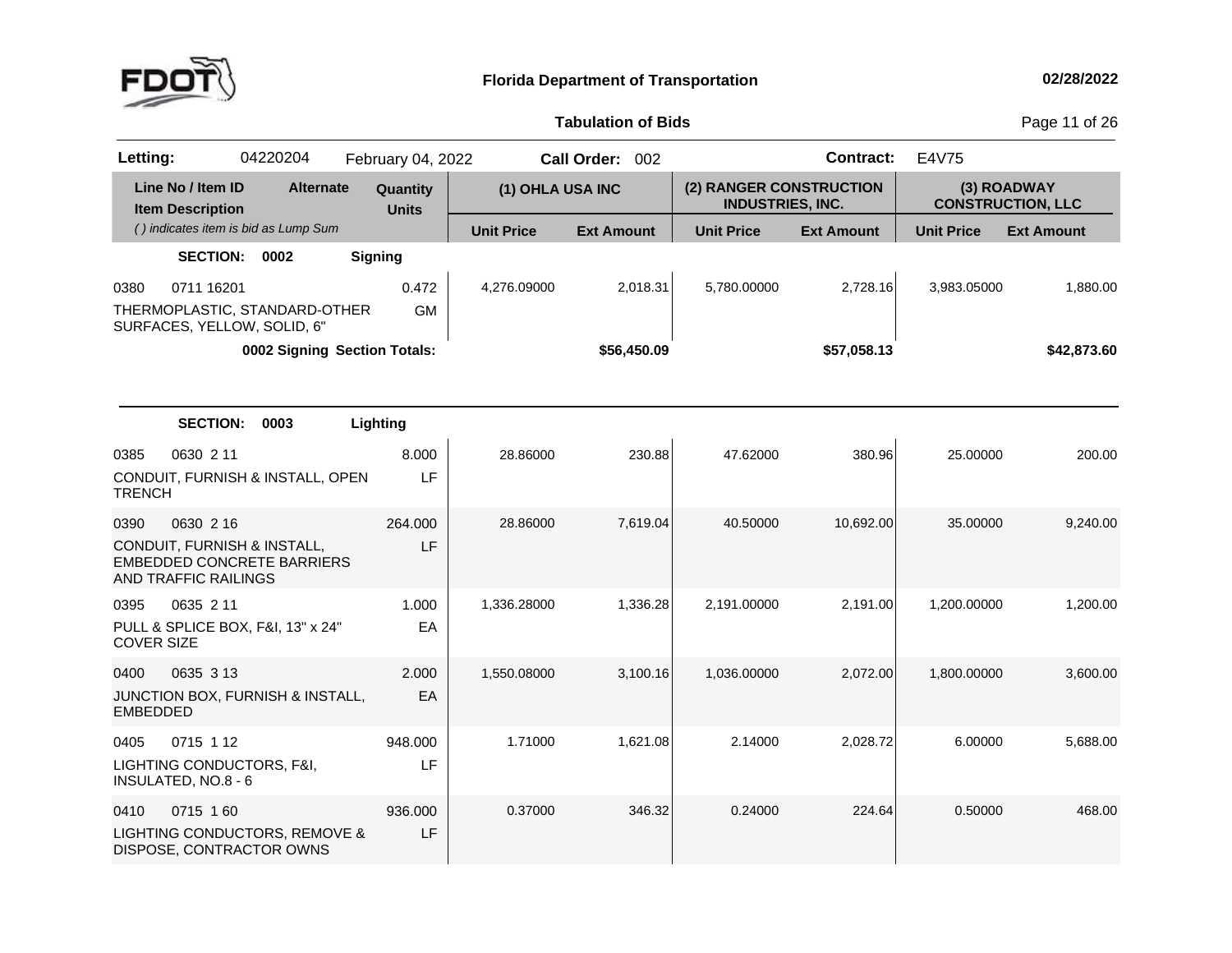**Florida Department of Transportation** 02/28/2022

**Tabulation of Bids**

| **Letting:** | 04220204 | February 04, 2022 | **Call Order:** 002 | **Contract:** E4V75 |
|---|---|---|---|---|

| Line No / Item ID | Item Description | Alternate | Quantity | Units | (1) OHLA USA INC Unit Price | (1) OHLA USA INC Ext Amount | (2) RANGER CONSTRUCTION INDUSTRIES, INC. Unit Price | (2) RANGER CONSTRUCTION INDUSTRIES, INC. Ext Amount | (3) ROADWAY CONSTRUCTION, LLC Unit Price | (3) ROADWAY CONSTRUCTION, LLC Ext Amount |
|---|---|---|---|---|---|---|---|---|---|---|
| **SECTION: 0002** | **Signing** | | | | | | | | | |
| 0380 0711 16201 | THERMOPLASTIC, STANDARD-OTHER SURFACES, YELLOW, SOLID, 6" | | 0.472 | GM | 4,276.09000 | 2,018.31 | 5,780.00000 | 2,728.16 | 3,983.05000 | 1,880.00 |
| | **0002 Signing Section Totals:** | | | | | **$56,450.09** | | **$57,058.13** | | **$42,873.60** |
| **SECTION: 0003** | **Lighting** | | | | | | | | | |
| 0385 0630 2 11 | CONDUIT, FURNISH & INSTALL, OPEN TRENCH | | 8.000 | LF | 28.86000 | 230.88 | 47.62000 | 380.96 | 25.00000 | 200.00 |
| 0390 0630 2 16 | CONDUIT, FURNISH & INSTALL, EMBEDDED CONCRETE BARRIERS AND TRAFFIC RAILINGS | | 264.000 | LF | 28.86000 | 7,619.04 | 40.50000 | 10,692.00 | 35.00000 | 9,240.00 |
| 0395 0635 2 11 | PULL & SPLICE BOX, F&I, 13" x 24" COVER SIZE | | 1.000 | EA | 1,336.28000 | 1,336.28 | 2,191.00000 | 2,191.00 | 1,200.00000 | 1,200.00 |
| 0400 0635 3 13 | JUNCTION BOX, FURNISH & INSTALL, EMBEDDED | | 2.000 | EA | 1,550.08000 | 3,100.16 | 1,036.00000 | 2,072.00 | 1,800.00000 | 3,600.00 |
| 0405 0715 1 12 | LIGHTING CONDUCTORS, F&I, INSULATED, NO.8 - 6 | | 948.000 | LF | 1.71000 | 1,621.08 | 2.14000 | 2,028.72 | 6.00000 | 5,688.00 |
| 0410 0715 1 60 | LIGHTING CONDUCTORS, REMOVE & DISPOSE, CONTRACTOR OWNS | | 936.000 | LF | 0.37000 | 346.32 | 0.24000 | 224.64 | 0.50000 | 468.00 |

( ) indicates item is bid as Lump Sum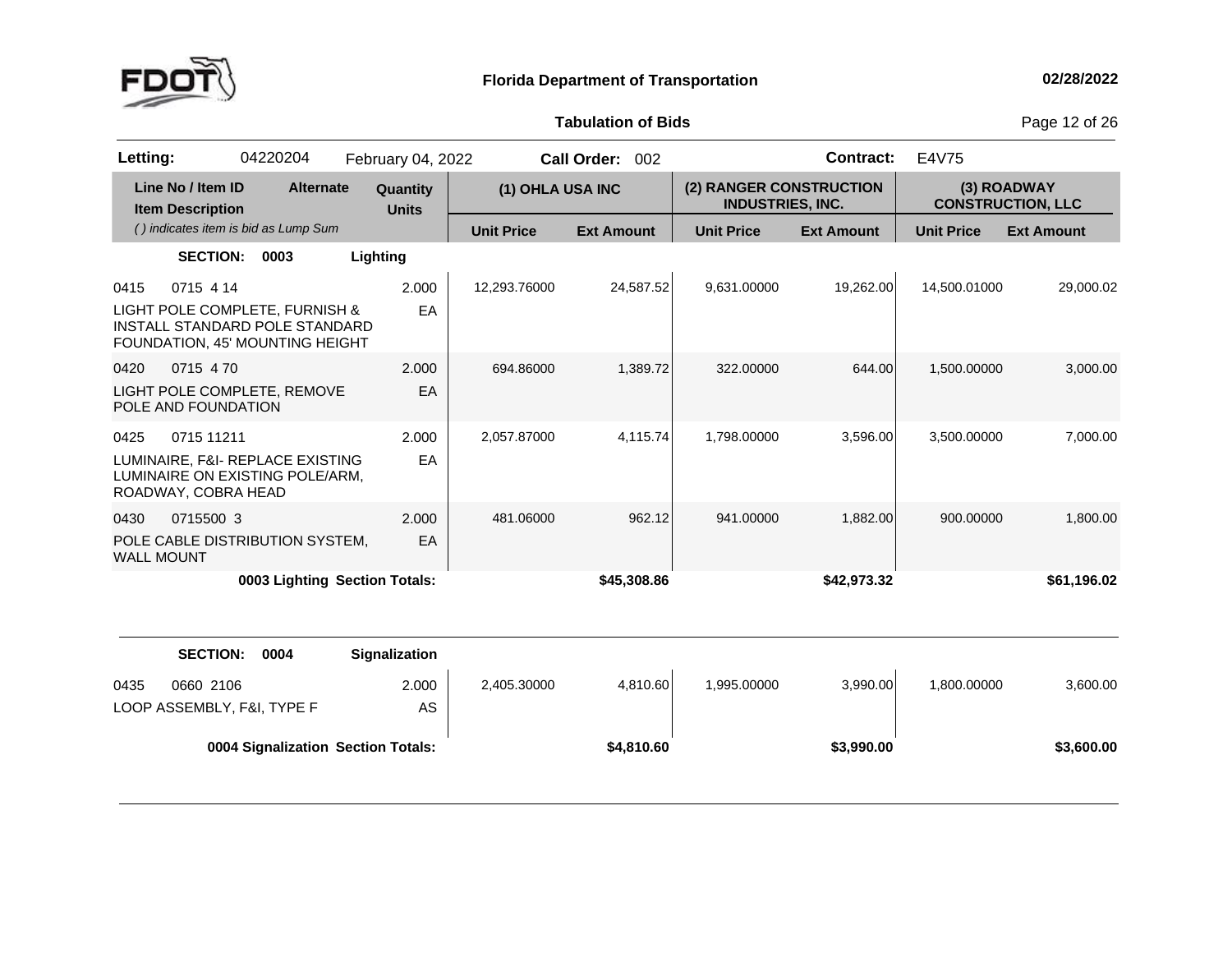**Florida Department of Transportation** — 02/28/2022

**Tabulation of Bids**

**Letting:** 04220204 February 04, 2022 **Call Order:** 002 **Contract:** E4V75

| Line No / Item ID | Item Description | Alternate | Quantity / Units | (1) OHLA USA INC Unit Price | (1) OHLA USA INC Ext Amount | (2) RANGER CONSTRUCTION INDUSTRIES, INC. Unit Price | (2) RANGER CONSTRUCTION INDUSTRIES, INC. Ext Amount | (3) ROADWAY CONSTRUCTION, LLC Unit Price | (3) ROADWAY CONSTRUCTION, LLC Ext Amount |
|---|---|---|---|---|---|---|---|---|---|
| | ( ) indicates item is bid as Lump Sum | | | | | | | | |
| **SECTION: 0003** | **Lighting** | | | | | | | | |
| 0415 0715 4 14 | LIGHT POLE COMPLETE, FURNISH & INSTALL STANDARD POLE STANDARD FOUNDATION, 45' MOUNTING HEIGHT | | 2.000 EA | 12,293.76000 | 24,587.52 | 9,631.00000 | 19,262.00 | 14,500.01000 | 29,000.02 |
| 0420 0715 4 70 | LIGHT POLE COMPLETE, REMOVE POLE AND FOUNDATION | | 2.000 EA | 694.86000 | 1,389.72 | 322.00000 | 644.00 | 1,500.00000 | 3,000.00 |
| 0425 0715 11211 | LUMINAIRE, F&I- REPLACE EXISTING LUMINAIRE ON EXISTING POLE/ARM, ROADWAY, COBRA HEAD | | 2.000 EA | 2,057.87000 | 4,115.74 | 1,798.00000 | 3,596.00 | 3,500.00000 | 7,000.00 |
| 0430 0715500 3 | POLE CABLE DISTRIBUTION SYSTEM, WALL MOUNT | | 2.000 EA | 481.06000 | 962.12 | 941.00000 | 1,882.00 | 900.00000 | 1,800.00 |
| | **0003 Lighting Section Totals:** | | | | **$45,308.86** | | **$42,973.32** | | **$61,196.02** |
| **SECTION: 0004** | **Signalization** | | | | | | | | |
| 0435 0660 2106 | LOOP ASSEMBLY, F&I, TYPE F | | 2.000 AS | 2,405.30000 | 4,810.60 | 1,995.00000 | 3,990.00 | 1,800.00000 | 3,600.00 |
| | **0004 Signalization Section Totals:** | | | | **$4,810.60** | | **$3,990.00** | | **$3,600.00** |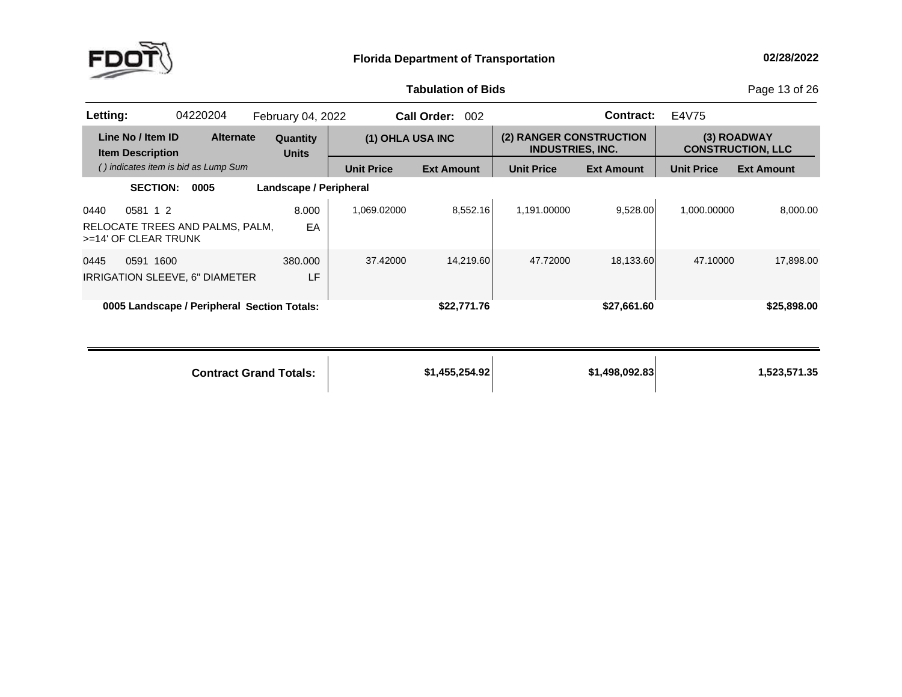**Florida Department of Transportation** 02/28/2022

**Tabulation of Bids**

| **Letting:** | 04220204 | February 04, 2022 | **Call Order:** 002 | **Contract:** | E4V75 |
|---|---|---|---|---|---|

| Line No / Item ID | Item Description | Alternate | Quantity / Units | (1) OHLA USA INC Unit Price | (1) OHLA USA INC Ext Amount | (2) RANGER CONSTRUCTION INDUSTRIES, INC. Unit Price | (2) RANGER CONSTRUCTION INDUSTRIES, INC. Ext Amount | (3) ROADWAY CONSTRUCTION, LLC Unit Price | (3) ROADWAY CONSTRUCTION, LLC Ext Amount |
|---|---|---|---|---|---|---|---|---|---|
| **SECTION: 0005** | **Landscape / Peripheral** | | | | | | | | |
| 0440 0581 1 2 | RELOCATE TREES AND PALMS, PALM, >=14' OF CLEAR TRUNK | | 8.000 EA | 1,069.02000 | 8,552.16 | 1,191.00000 | 9,528.00 | 1,000.00000 | 8,000.00 |
| 0445 0591 1600 | IRRIGATION SLEEVE, 6" DIAMETER | | 380.000 LF | 37.42000 | 14,219.60 | 47.72000 | 18,133.60 | 47.10000 | 17,898.00 |
| **0005 Landscape / Peripheral Section Totals:** | | | | | **$22,771.76** | | **$27,661.60** | | **$25,898.00** |
| **Contract Grand Totals:** | | | | | **$1,455,254.92** | | **$1,498,092.83** | | **1,523,571.35** |

*( ) indicates item is bid as Lump Sum*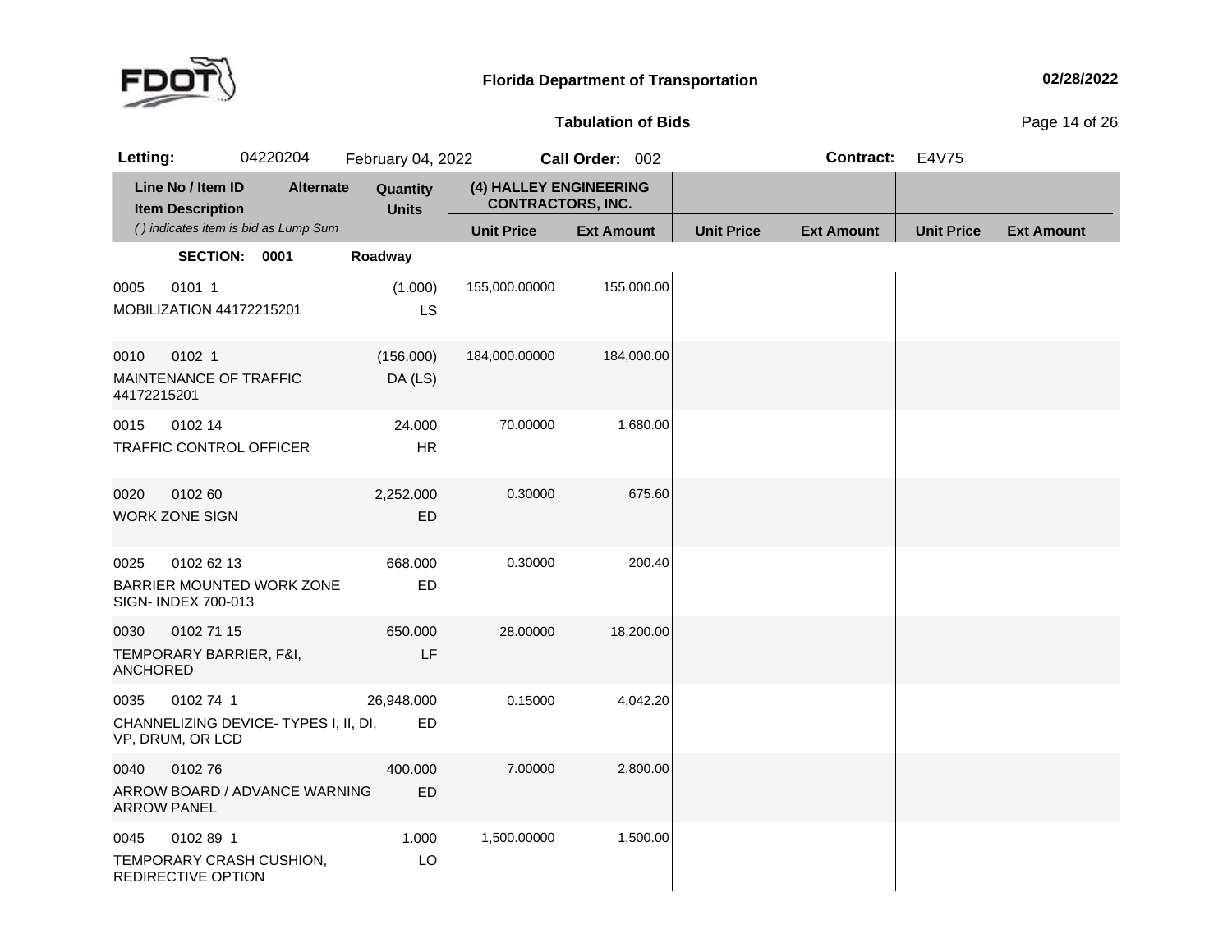## Florida Department of Transportation

02/28/2022

### Tabulation of Bids

**Letting:** 04220204 February 04, 2022 **Call Order:** 002 **Contract:** E4V75

| Line No / Item ID | Item Description | Alternate | Quantity | Units | (4) HALLEY ENGINEERING CONTRACTORS, INC. Unit Price | Ext Amount | Unit Price | Ext Amount | Unit Price | Ext Amount |
|---|---|---|---|---|---|---|---|---|---|---|
| **SECTION: 0001** | **Roadway** | | | | | | | | | |
| 0005 0101 1 | MOBILIZATION 44172215201 | | (1.000) | LS | 155,000.00000 | 155,000.00 | | | | |
| 0010 0102 1 | MAINTENANCE OF TRAFFIC 44172215201 | | (156.000) | DA (LS) | 184,000.00000 | 184,000.00 | | | | |
| 0015 0102 14 | TRAFFIC CONTROL OFFICER | | 24.000 | HR | 70.00000 | 1,680.00 | | | | |
| 0020 0102 60 | WORK ZONE SIGN | | 2,252.000 | ED | 0.30000 | 675.60 | | | | |
| 0025 0102 62 13 | BARRIER MOUNTED WORK ZONE SIGN- INDEX 700-013 | | 668.000 | ED | 0.30000 | 200.40 | | | | |
| 0030 0102 71 15 | TEMPORARY BARRIER, F&I, ANCHORED | | 650.000 | LF | 28.00000 | 18,200.00 | | | | |
| 0035 0102 74 1 | CHANNELIZING DEVICE- TYPES I, II, DI, VP, DRUM, OR LCD | | 26,948.000 | ED | 0.15000 | 4,042.20 | | | | |
| 0040 0102 76 | ARROW BOARD / ADVANCE WARNING ARROW PANEL | | 400.000 | ED | 7.00000 | 2,800.00 | | | | |
| 0045 0102 89 1 | TEMPORARY CRASH CUSHION, REDIRECTIVE OPTION | | 1.000 | LO | 1,500.00000 | 1,500.00 | | | | |

*( ) indicates item is bid as Lump Sum*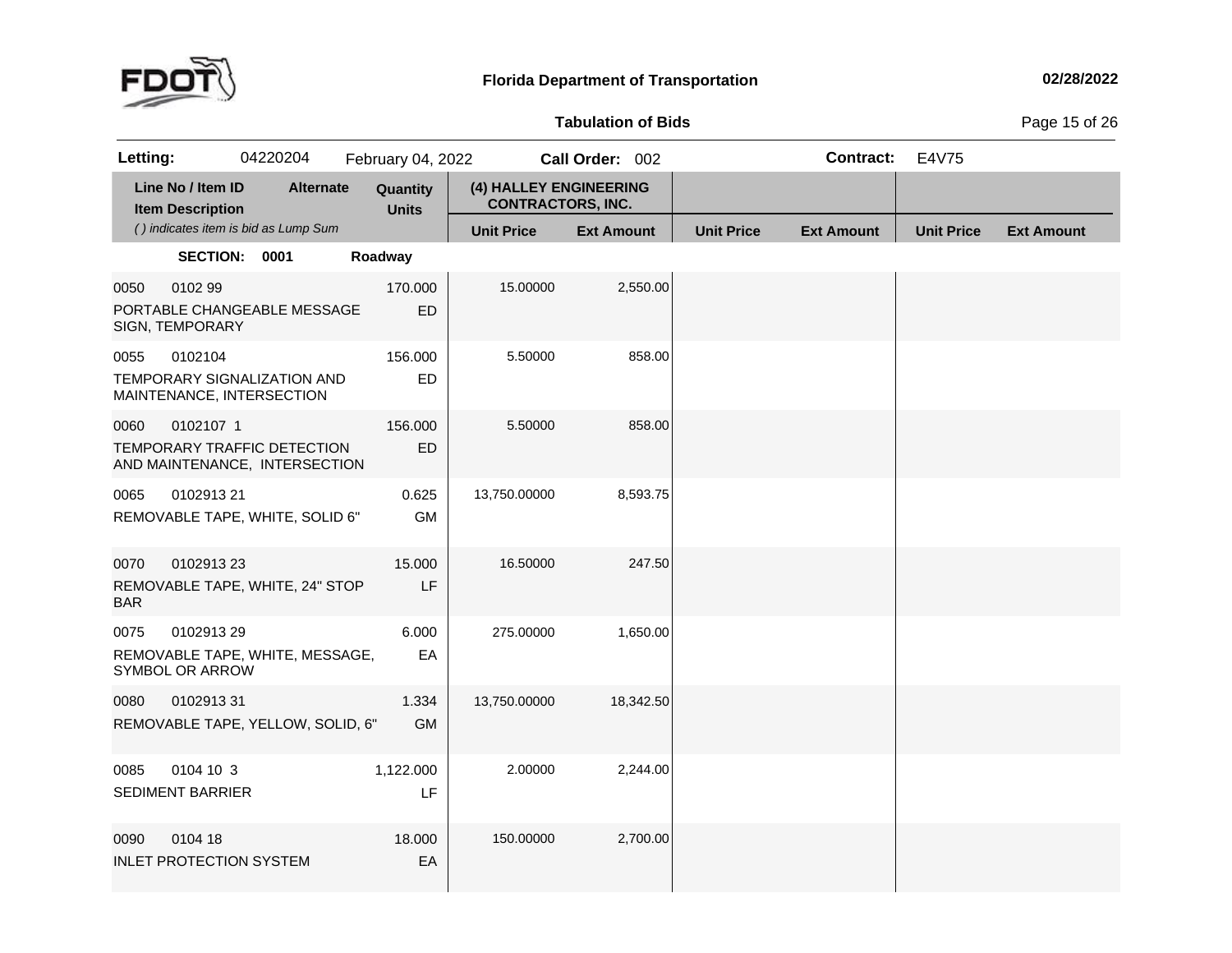**Florida Department of Transportation** — 02/28/2022

**Tabulation of Bids**

| Letting: | 04220204 | February 04, 2022 | Call Order: 002 | Contract: | E4V75 |
|---|---|---|---|---|---|

| Line No / Item ID | Item Description | Alternate | Quantity | Units | (4) HALLEY ENGINEERING CONTRACTORS, INC. | | | | | |
|---|---|---|---|---|---|---|---|---|---|---|
| | *( ) indicates item is bid as Lump Sum* | | | | Unit Price | Ext Amount | Unit Price | Ext Amount | Unit Price | Ext Amount |
| **SECTION: 0001** | **Roadway** | | | | | | | | | |
| 0050 0102 99 | PORTABLE CHANGEABLE MESSAGE SIGN, TEMPORARY | | 170.000 | ED | 15.00000 | 2,550.00 | | | | |
| 0055 0102104 | TEMPORARY SIGNALIZATION AND MAINTENANCE, INTERSECTION | | 156.000 | ED | 5.50000 | 858.00 | | | | |
| 0060 0102107 1 | TEMPORARY TRAFFIC DETECTION AND MAINTENANCE, INTERSECTION | | 156.000 | ED | 5.50000 | 858.00 | | | | |
| 0065 0102913 21 | REMOVABLE TAPE, WHITE, SOLID 6" | | 0.625 | GM | 13,750.00000 | 8,593.75 | | | | |
| 0070 0102913 23 | REMOVABLE TAPE, WHITE, 24" STOP BAR | | 15.000 | LF | 16.50000 | 247.50 | | | | |
| 0075 0102913 29 | REMOVABLE TAPE, WHITE, MESSAGE, SYMBOL OR ARROW | | 6.000 | EA | 275.00000 | 1,650.00 | | | | |
| 0080 0102913 31 | REMOVABLE TAPE, YELLOW, SOLID, 6" | | 1.334 | GM | 13,750.00000 | 18,342.50 | | | | |
| 0085 0104 10 3 | SEDIMENT BARRIER | | 1,122.000 | LF | 2.00000 | 2,244.00 | | | | |
| 0090 0104 18 | INLET PROTECTION SYSTEM | | 18.000 | EA | 150.00000 | 2,700.00 | | | | |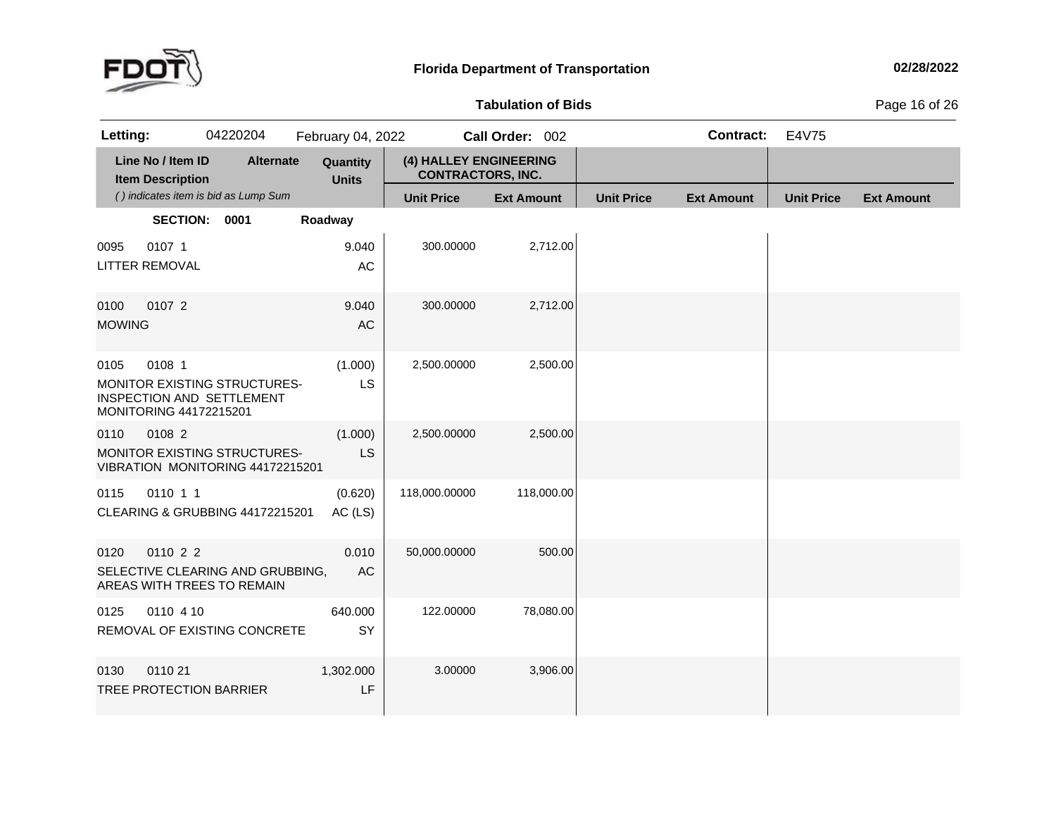**Florida Department of Transportation** | 02/28/2022

**Tabulation of Bids**

| **Letting:** | 04220204 | February 04, 2022 | **Call Order:** 002 | **Contract:** | E4V75 |
|---|---|---|---|---|---|

| Line No / Item ID<br>Item Description<br>*( ) indicates item is bid as Lump Sum* | Alternate | Quantity<br>Units | (4) HALLEY ENGINEERING CONTRACTORS, INC. | | | | | |
|---|---|---|---|---|---|---|---|---|
| | | | **Unit Price** | **Ext Amount** | **Unit Price** | **Ext Amount** | **Unit Price** | **Ext Amount** |
| **SECTION: 0001** | | **Roadway** | | | | | | |
| 0095 0107 1<br>LITTER REMOVAL | | 9.040<br>AC | 300.00000 | 2,712.00 | | | | |
| 0100 0107 2<br>MOWING | | 9.040<br>AC | 300.00000 | 2,712.00 | | | | |
| 0105 0108 1<br>MONITOR EXISTING STRUCTURES-INSPECTION AND SETTLEMENT MONITORING 44172215201 | | (1.000)<br>LS | 2,500.00000 | 2,500.00 | | | | |
| 0110 0108 2<br>MONITOR EXISTING STRUCTURES-VIBRATION MONITORING 44172215201 | | (1.000)<br>LS | 2,500.00000 | 2,500.00 | | | | |
| 0115 0110 1 1<br>CLEARING & GRUBBING 44172215201 | | (0.620)<br>AC (LS) | 118,000.00000 | 118,000.00 | | | | |
| 0120 0110 2 2<br>SELECTIVE CLEARING AND GRUBBING, AREAS WITH TREES TO REMAIN | | 0.010<br>AC | 50,000.00000 | 500.00 | | | | |
| 0125 0110 4 10<br>REMOVAL OF EXISTING CONCRETE | | 640.000<br>SY | 122.00000 | 78,080.00 | | | | |
| 0130 0110 21<br>TREE PROTECTION BARRIER | | 1,302.000<br>LF | 3.00000 | 3,906.00 | | | | |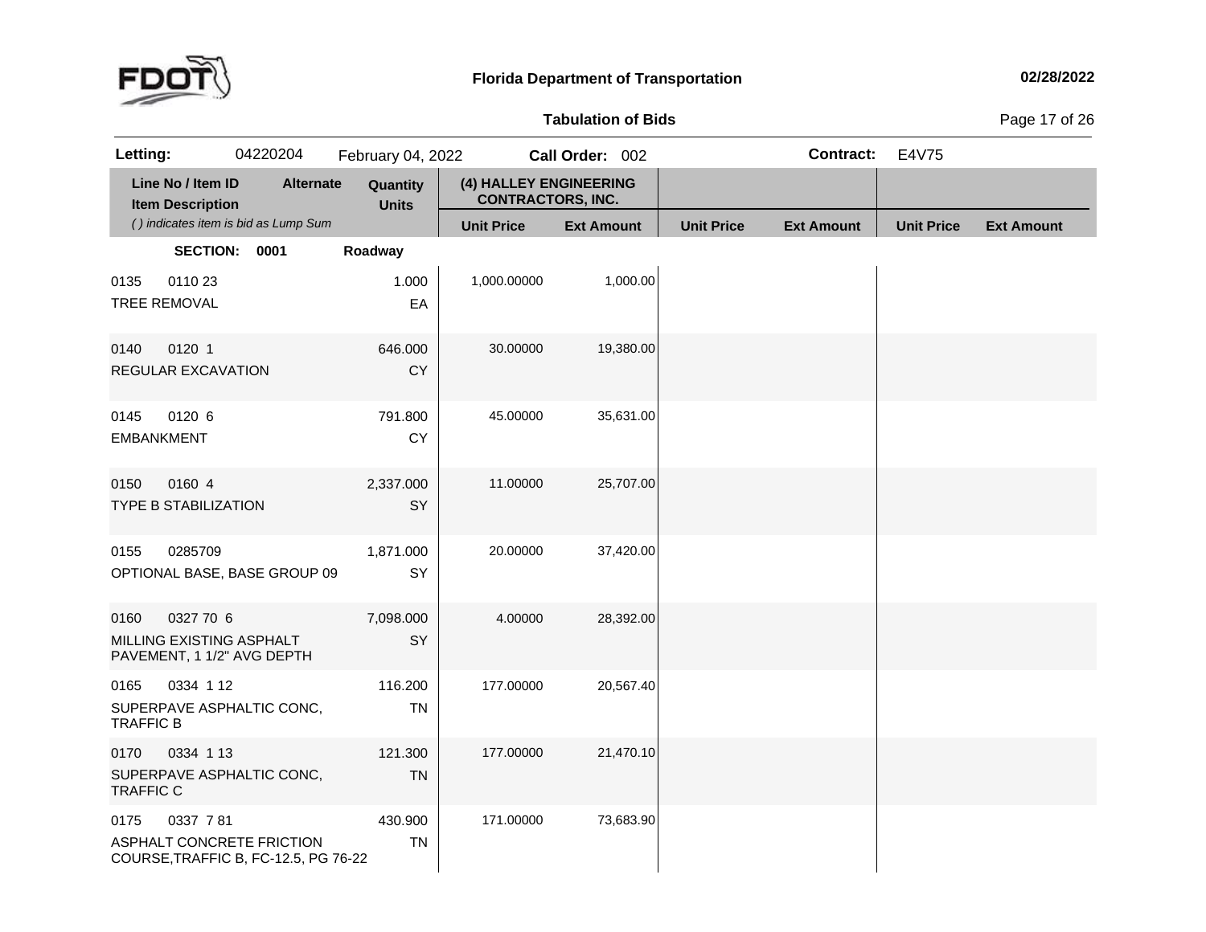# Florida Department of Transportation

**02/28/2022**

## Tabulation of Bids

| **Letting:** | 04220204 | February 04, 2022 | **Call Order:** 002 | **Contract:** | E4V75 |
|---|---|---|---|---|---|

| Line No / Item ID | Item Description | Alternate | Quantity | Units | (4) HALLEY ENGINEERING CONTRACTORS, INC. Unit Price | Ext Amount | Unit Price | Ext Amount | Unit Price | Ext Amount |
|---|---|---|---|---|---|---|---|---|---|---|
| ( ) indicates item is bid as Lump Sum | | | | | | | | | | |
| **SECTION: 0001** | | | **Roadway** | | | | | | | |
| 0135 0110 23 | TREE REMOVAL | | 1.000 | EA | 1,000.00000 | 1,000.00 | | | | |
| 0140 0120 1 | REGULAR EXCAVATION | | 646.000 | CY | 30.00000 | 19,380.00 | | | | |
| 0145 0120 6 | EMBANKMENT | | 791.800 | CY | 45.00000 | 35,631.00 | | | | |
| 0150 0160 4 | TYPE B STABILIZATION | | 2,337.000 | SY | 11.00000 | 25,707.00 | | | | |
| 0155 0285709 | OPTIONAL BASE, BASE GROUP 09 | | 1,871.000 | SY | 20.00000 | 37,420.00 | | | | |
| 0160 0327 70 6 | MILLING EXISTING ASPHALT PAVEMENT, 1 1/2" AVG DEPTH | | 7,098.000 | SY | 4.00000 | 28,392.00 | | | | |
| 0165 0334 1 12 | SUPERPAVE ASPHALTIC CONC, TRAFFIC B | | 116.200 | TN | 177.00000 | 20,567.40 | | | | |
| 0170 0334 1 13 | SUPERPAVE ASPHALTIC CONC, TRAFFIC C | | 121.300 | TN | 177.00000 | 21,470.10 | | | | |
| 0175 0337 7 81 | ASPHALT CONCRETE FRICTION COURSE,TRAFFIC B, FC-12.5, PG 76-22 | | 430.900 | TN | 171.00000 | 73,683.90 | | | | |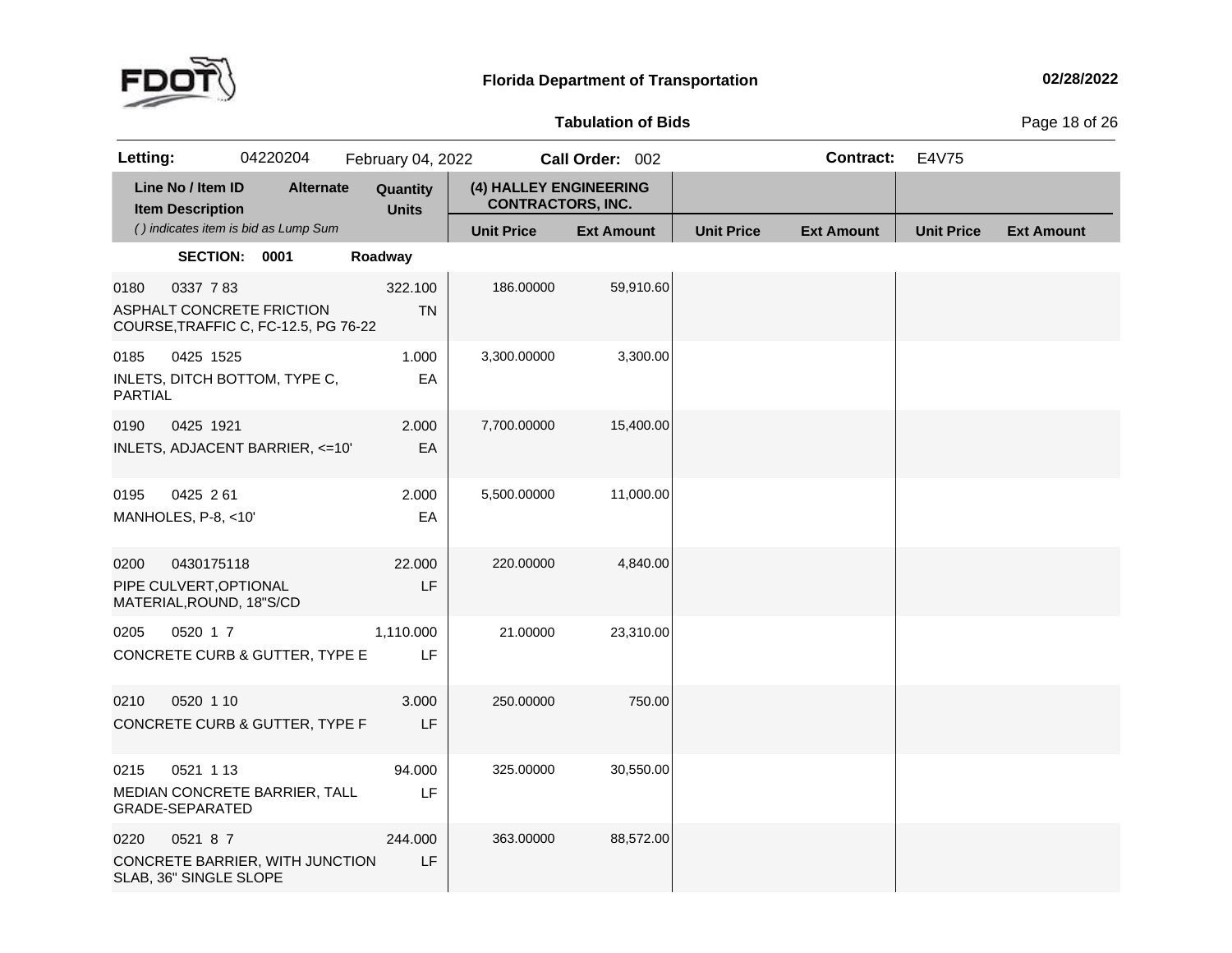**Florida Department of Transportation**

**02/28/2022**

**Tabulation of Bids**

| **Letting:** | 04220204 | February 04, 2022 | **Call Order:** 002 | **Contract:** | E4V75 |
|---|---|---|---|---|---|

| Line No / Item ID | Item Description | Alternate | Quantity / Units | (4) HALLEY ENGINEERING CONTRACTORS, INC. Unit Price | Ext Amount | Unit Price | Ext Amount | Unit Price | Ext Amount |
|---|---|---|---|---|---|---|---|---|---|
| *( ) indicates item is bid as Lump Sum* | | | | | | | | | |
| **SECTION: 0001** | **Roadway** | | | | | | | | |
| 0180 0337 7 83 | ASPHALT CONCRETE FRICTION COURSE,TRAFFIC C, FC-12.5, PG 76-22 | | 322.100 TN | 186.00000 | 59,910.60 | | | | |
| 0185 0425 1525 | INLETS, DITCH BOTTOM, TYPE C, PARTIAL | | 1.000 EA | 3,300.00000 | 3,300.00 | | | | |
| 0190 0425 1921 | INLETS, ADJACENT BARRIER, <=10' | | 2.000 EA | 7,700.00000 | 15,400.00 | | | | |
| 0195 0425 2 61 | MANHOLES, P-8, <10' | | 2.000 EA | 5,500.00000 | 11,000.00 | | | | |
| 0200 0430175118 | PIPE CULVERT,OPTIONAL MATERIAL,ROUND, 18"S/CD | | 22.000 LF | 220.00000 | 4,840.00 | | | | |
| 0205 0520 1 7 | CONCRETE CURB & GUTTER, TYPE E | | 1,110.000 LF | 21.00000 | 23,310.00 | | | | |
| 0210 0520 1 10 | CONCRETE CURB & GUTTER, TYPE F | | 3.000 LF | 250.00000 | 750.00 | | | | |
| 0215 0521 1 13 | MEDIAN CONCRETE BARRIER, TALL GRADE-SEPARATED | | 94.000 LF | 325.00000 | 30,550.00 | | | | |
| 0220 0521 8 7 | CONCRETE BARRIER, WITH JUNCTION SLAB, 36" SINGLE SLOPE | | 244.000 LF | 363.00000 | 88,572.00 | | | | |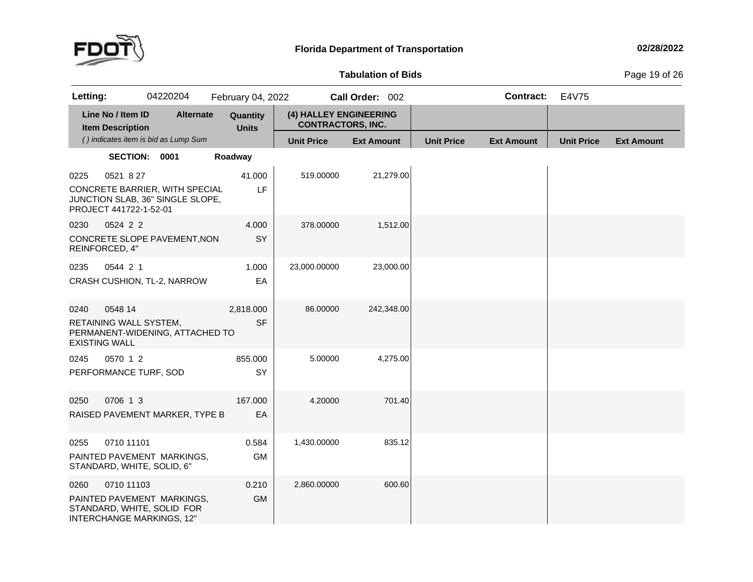**Florida Department of Transportation** 02/28/2022

**Tabulation of Bids**

**Letting:** 04220204 February 04, 2022 **Call Order:** 002 **Contract:** E4V75

| Line No / Item ID | Item Description | Alternate | Quantity | Units | (4) HALLEY ENGINEERING CONTRACTORS, INC. Unit Price | Ext Amount | Unit Price | Ext Amount | Unit Price | Ext Amount |
|---|---|---|---|---|---|---|---|---|---|---|
| **SECTION: 0001** | **Roadway** | | | | | | | | | |
| 0225 0521 8 27 | CONCRETE BARRIER, WITH SPECIAL JUNCTION SLAB, 36" SINGLE SLOPE, PROJECT 441722-1-52-01 | | 41.000 | LF | 519.00000 | 21,279.00 | | | | |
| 0230 0524 2 2 | CONCRETE SLOPE PAVEMENT,NON REINFORCED, 4" | | 4.000 | SY | 378.00000 | 1,512.00 | | | | |
| 0235 0544 2 1 | CRASH CUSHION, TL-2, NARROW | | 1.000 | EA | 23,000.00000 | 23,000.00 | | | | |
| 0240 0548 14 | RETAINING WALL SYSTEM, PERMANENT-WIDENING, ATTACHED TO EXISTING WALL | | 2,818.000 | SF | 86.00000 | 242,348.00 | | | | |
| 0245 0570 1 2 | PERFORMANCE TURF, SOD | | 855.000 | SY | 5.00000 | 4,275.00 | | | | |
| 0250 0706 1 3 | RAISED PAVEMENT MARKER, TYPE B | | 167.000 | EA | 4.20000 | 701.40 | | | | |
| 0255 0710 11101 | PAINTED PAVEMENT MARKINGS, STANDARD, WHITE, SOLID, 6" | | 0.584 | GM | 1,430.00000 | 835.12 | | | | |
| 0260 0710 11103 | PAINTED PAVEMENT MARKINGS, STANDARD, WHITE, SOLID FOR INTERCHANGE MARKINGS, 12" | | 0.210 | GM | 2,860.00000 | 600.60 | | | | |

*( ) indicates item is bid as Lump Sum*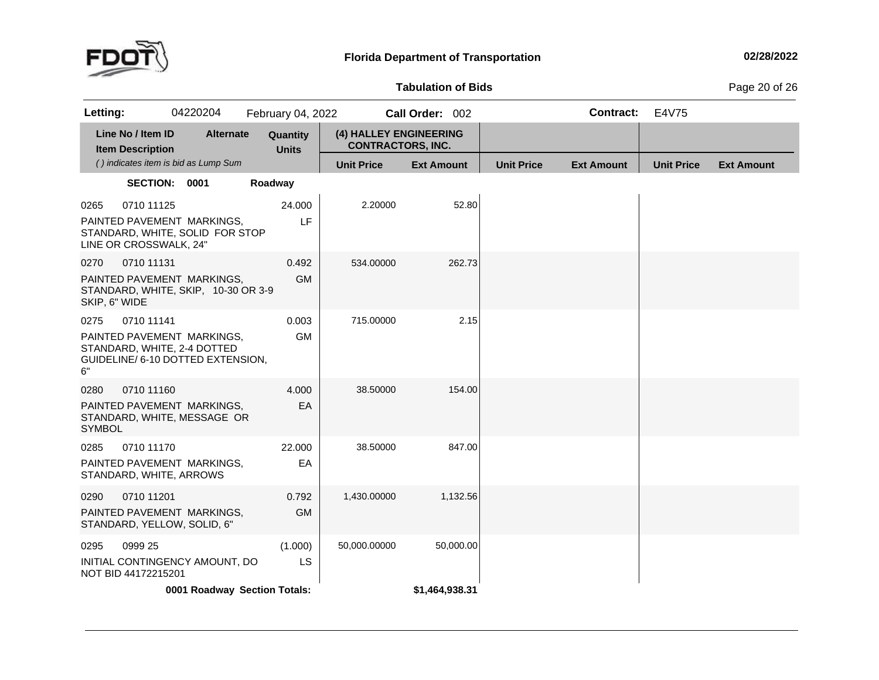**Florida Department of Transportation**

**Tabulation of Bids**

| **Letting:** | 04220204 | February 04, 2022 | **Call Order:** 002 | **Contract:** | E4V75 |
|---|---|---|---|---|---|

| Line No / Item ID / Item Description | Alternate | Quantity / Units | (4) HALLEY ENGINEERING CONTRACTORS, INC. Unit Price | Ext Amount | Unit Price | Ext Amount | Unit Price | Ext Amount |
|---|---|---|---|---|---|---|---|---|
| *( ) indicates item is bid as Lump Sum* | | | | | | | | |
| **SECTION: 0001** | | **Roadway** | | | | | | |
| 0265 0710 11125 PAINTED PAVEMENT MARKINGS, STANDARD, WHITE, SOLID FOR STOP LINE OR CROSSWALK, 24" | | 24.000 LF | 2.20000 | 52.80 | | | | |
| 0270 0710 11131 PAINTED PAVEMENT MARKINGS, STANDARD, WHITE, SKIP, 10-30 OR 3-9 SKIP, 6" WIDE | | 0.492 GM | 534.00000 | 262.73 | | | | |
| 0275 0710 11141 PAINTED PAVEMENT MARKINGS, STANDARD, WHITE, 2-4 DOTTED GUIDELINE/ 6-10 DOTTED EXTENSION, 6" | | 0.003 GM | 715.00000 | 2.15 | | | | |
| 0280 0710 11160 PAINTED PAVEMENT MARKINGS, STANDARD, WHITE, MESSAGE OR SYMBOL | | 4.000 EA | 38.50000 | 154.00 | | | | |
| 0285 0710 11170 PAINTED PAVEMENT MARKINGS, STANDARD, WHITE, ARROWS | | 22.000 EA | 38.50000 | 847.00 | | | | |
| 0290 0710 11201 PAINTED PAVEMENT MARKINGS, STANDARD, YELLOW, SOLID, 6" | | 0.792 GM | 1,430.00000 | 1,132.56 | | | | |
| 0295 0999 25 INITIAL CONTINGENCY AMOUNT, DO NOT BID 44172215201 | | (1.000) LS | 50,000.00000 | 50,000.00 | | | | |
| **0001 Roadway Section Totals:** | | | | **$1,464,938.31** | | | | |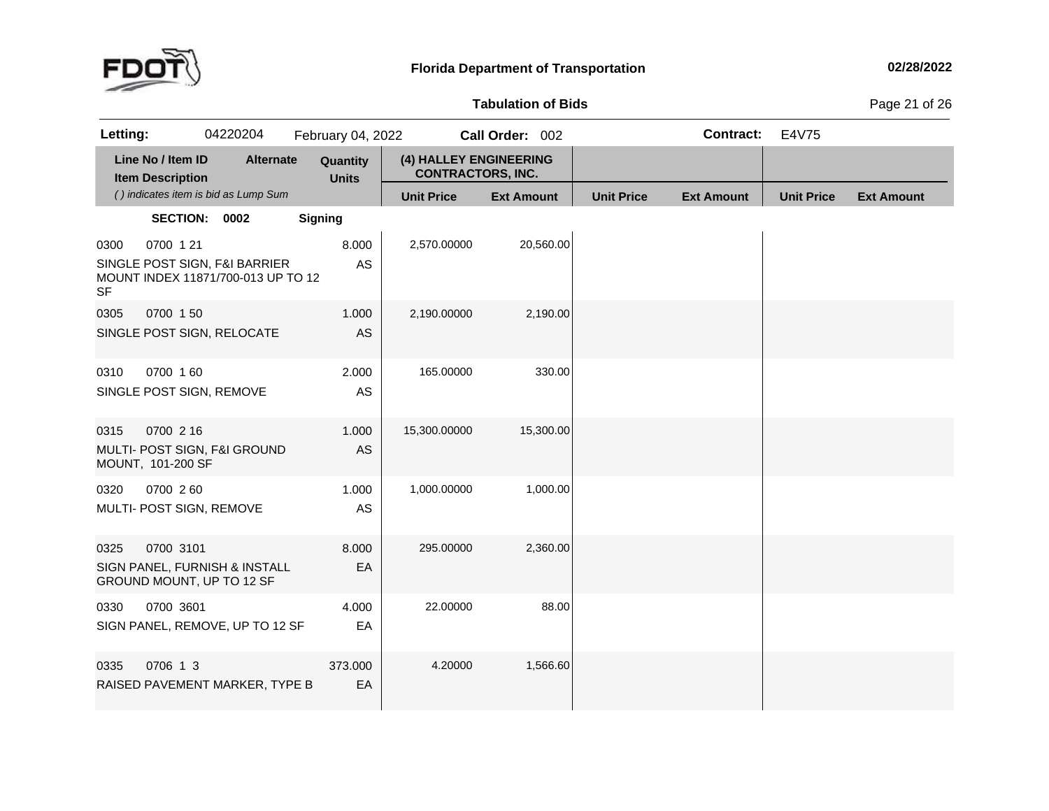# Florida Department of Transportation

**02/28/2022**

## Tabulation of Bids

| **Letting:** | 04220204 | February 04, 2022 | **Call Order:** 002 | **Contract:** | E4V75 |
|---|---|---|---|---|---|

| Line No / Item ID | Item Description | Alternate | Quantity | Units | (4) HALLEY ENGINEERING CONTRACTORS, INC. Unit Price | (4) HALLEY ENGINEERING CONTRACTORS, INC. Ext Amount | Unit Price | Ext Amount | Unit Price | Ext Amount |
|---|---|---|---|---|---|---|---|---|---|---|
| *( ) indicates item is bid as Lump Sum* | | | | | | | | | | |
| **SECTION: 0002** | **Signing** | | | | | | | | | |
| 0300 0700 1 21 | SINGLE POST SIGN, F&I BARRIER MOUNT INDEX 11871/700-013 UP TO 12 SF | | 8.000 | AS | 2,570.00000 | 20,560.00 | | | | |
| 0305 0700 1 50 | SINGLE POST SIGN, RELOCATE | | 1.000 | AS | 2,190.00000 | 2,190.00 | | | | |
| 0310 0700 1 60 | SINGLE POST SIGN, REMOVE | | 2.000 | AS | 165.00000 | 330.00 | | | | |
| 0315 0700 2 16 | MULTI- POST SIGN, F&I GROUND MOUNT, 101-200 SF | | 1.000 | AS | 15,300.00000 | 15,300.00 | | | | |
| 0320 0700 2 60 | MULTI- POST SIGN, REMOVE | | 1.000 | AS | 1,000.00000 | 1,000.00 | | | | |
| 0325 0700 3101 | SIGN PANEL, FURNISH & INSTALL GROUND MOUNT, UP TO 12 SF | | 8.000 | EA | 295.00000 | 2,360.00 | | | | |
| 0330 0700 3601 | SIGN PANEL, REMOVE, UP TO 12 SF | | 4.000 | EA | 22.00000 | 88.00 | | | | |
| 0335 0706 1 3 | RAISED PAVEMENT MARKER, TYPE B | | 373.000 | EA | 4.20000 | 1,566.60 | | | | |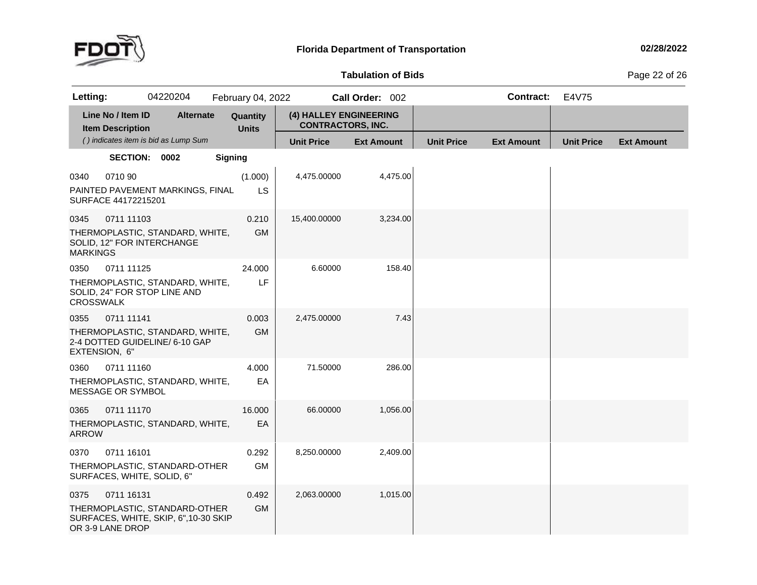**Florida Department of Transportation** — 02/28/2022

**Tabulation of Bids**

**Letting:** 04220204 February 04, 2022 **Call Order:** 002 **Contract:** E4V75

| Line No / Item ID | Alternate | Quantity | (4) HALLEY ENGINEERING CONTRACTORS, INC. | | | | | |
|---|---|---|---|---|---|---|---|---|
| Item Description | | Units | Unit Price | Ext Amount | Unit Price | Ext Amount | Unit Price | Ext Amount |
| *( ) indicates item is bid as Lump Sum* | | | | | | | | |
| **SECTION: 0002** | | **Signing** | | | | | | |
| 0340 0710 90 PAINTED PAVEMENT MARKINGS, FINAL SURFACE 44172215201 | | (1.000) LS | 4,475.00000 | 4,475.00 | | | | |
| 0345 0711 11103 THERMOPLASTIC, STANDARD, WHITE, SOLID, 12" FOR INTERCHANGE MARKINGS | | 0.210 GM | 15,400.00000 | 3,234.00 | | | | |
| 0350 0711 11125 THERMOPLASTIC, STANDARD, WHITE, SOLID, 24" FOR STOP LINE AND CROSSWALK | | 24.000 LF | 6.60000 | 158.40 | | | | |
| 0355 0711 11141 THERMOPLASTIC, STANDARD, WHITE, 2-4 DOTTED GUIDELINE/ 6-10 GAP EXTENSION, 6" | | 0.003 GM | 2,475.00000 | 7.43 | | | | |
| 0360 0711 11160 THERMOPLASTIC, STANDARD, WHITE, MESSAGE OR SYMBOL | | 4.000 EA | 71.50000 | 286.00 | | | | |
| 0365 0711 11170 THERMOPLASTIC, STANDARD, WHITE, ARROW | | 16.000 EA | 66.00000 | 1,056.00 | | | | |
| 0370 0711 16101 THERMOPLASTIC, STANDARD-OTHER SURFACES, WHITE, SOLID, 6" | | 0.292 GM | 8,250.00000 | 2,409.00 | | | | |
| 0375 0711 16131 THERMOPLASTIC, STANDARD-OTHER SURFACES, WHITE, SKIP, 6",10-30 SKIP OR 3-9 LANE DROP | | 0.492 GM | 2,063.00000 | 1,015.00 | | | | |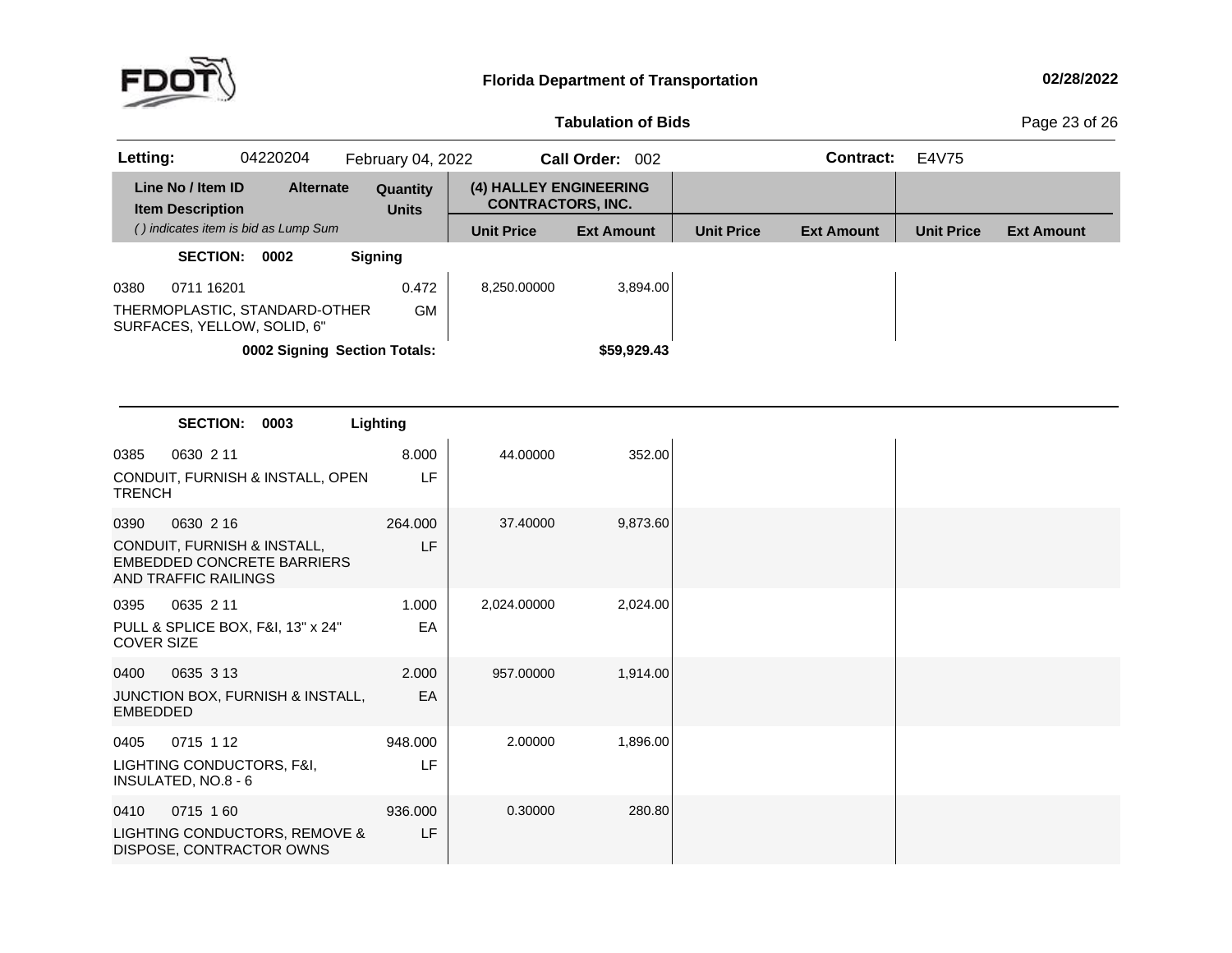**Florida Department of Transportation**

**Tabulation of Bids**

| **Letting:** | 04220204 | February 04, 2022 | **Call Order:** 002 | **Contract:** | E4V75 |
|---|---|---|---|---|---|

| Line No / Item ID | Item Description | Alternate | Quantity | Units | (4) HALLEY ENGINEERING CONTRACTORS, INC. Unit Price | Ext Amount | Unit Price | Ext Amount | Unit Price | Ext Amount |
|---|---|---|---|---|---|---|---|---|---|---|
| *( ) indicates item is bid as Lump Sum* | | | | | | | | | | |
| **SECTION: 0002** | **Signing** | | | | | | | | | |
| 0380 0711 16201 | THERMOPLASTIC, STANDARD-OTHER SURFACES, YELLOW, SOLID, 6" | | 0.472 | GM | 8,250.00000 | 3,894.00 | | | | |
| **0002 Signing Section Totals:** | | | | | | **$59,929.43** | | | | |

| Line No / Item ID | Item Description | Alternate | Quantity | Units | (4) HALLEY ENGINEERING CONTRACTORS, INC. Unit Price | Ext Amount | Unit Price | Ext Amount | Unit Price | Ext Amount |
|---|---|---|---|---|---|---|---|---|---|---|
| **SECTION: 0003** | **Lighting** | | | | | | | | | |
| 0385 0630 2 11 | CONDUIT, FURNISH & INSTALL, OPEN TRENCH | | 8.000 | LF | 44.00000 | 352.00 | | | | |
| 0390 0630 2 16 | CONDUIT, FURNISH & INSTALL, EMBEDDED CONCRETE BARRIERS AND TRAFFIC RAILINGS | | 264.000 | LF | 37.40000 | 9,873.60 | | | | |
| 0395 0635 2 11 | PULL & SPLICE BOX, F&I, 13" x 24" COVER SIZE | | 1.000 | EA | 2,024.00000 | 2,024.00 | | | | |
| 0400 0635 3 13 | JUNCTION BOX, FURNISH & INSTALL, EMBEDDED | | 2.000 | EA | 957.00000 | 1,914.00 | | | | |
| 0405 0715 1 12 | LIGHTING CONDUCTORS, F&I, INSULATED, NO.8 - 6 | | 948.000 | LF | 2.00000 | 1,896.00 | | | | |
| 0410 0715 1 60 | LIGHTING CONDUCTORS, REMOVE & DISPOSE, CONTRACTOR OWNS | | 936.000 | LF | 0.30000 | 280.80 | | | | |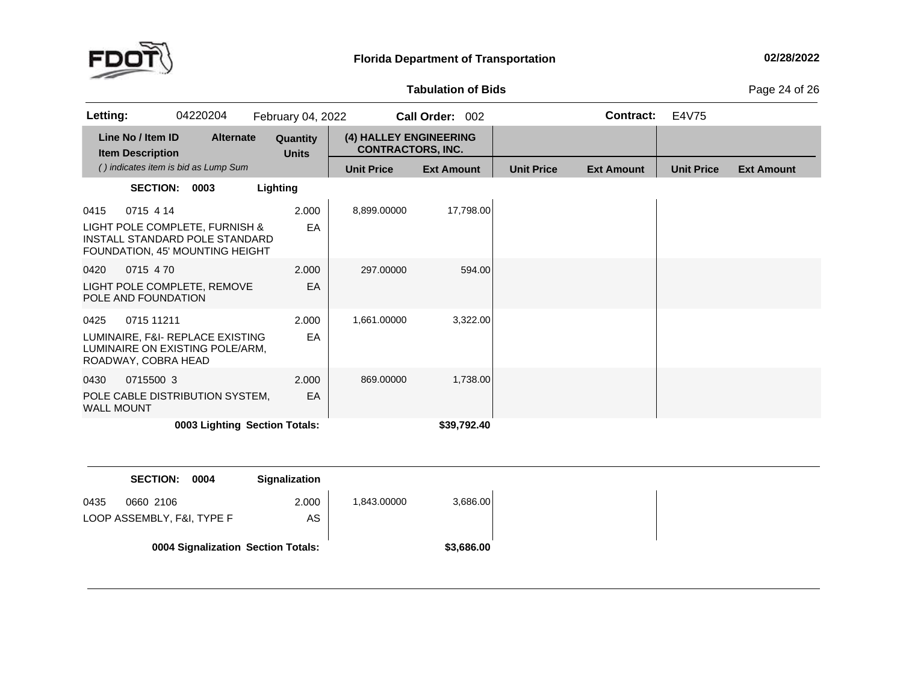**Florida Department of Transportation**

**Tabulation of Bids**

**Letting:** 04220204 February 04, 2022 **Call Order:** 002 **Contract:** E4V75

| Line No / Item ID<br>Item Description<br>( ) indicates item is bid as Lump Sum | Alternate | Quantity<br>Units | (4) HALLEY ENGINEERING CONTRACTORS, INC.<br>Unit Price | <br>Ext Amount | <br>Unit Price | <br>Ext Amount | <br>Unit Price | <br>Ext Amount |
|---|---|---|---|---|---|---|---|---|
| **SECTION: 0003** | | **Lighting** | | | | | | |
| 0415 0715 4 14<br>LIGHT POLE COMPLETE, FURNISH & INSTALL STANDARD POLE STANDARD FOUNDATION, 45' MOUNTING HEIGHT | | 2.000<br>EA | 8,899.00000 | 17,798.00 | | | | |
| 0420 0715 4 70<br>LIGHT POLE COMPLETE, REMOVE POLE AND FOUNDATION | | 2.000<br>EA | 297.00000 | 594.00 | | | | |
| 0425 0715 11211<br>LUMINAIRE, F&I- REPLACE EXISTING LUMINAIRE ON EXISTING POLE/ARM, ROADWAY, COBRA HEAD | | 2.000<br>EA | 1,661.00000 | 3,322.00 | | | | |
| 0430 0715500 3<br>POLE CABLE DISTRIBUTION SYSTEM, WALL MOUNT | | 2.000<br>EA | 869.00000 | 1,738.00 | | | | |
| **0003 Lighting Section Totals:** | | | | **$39,792.40** | | | | |
| **SECTION: 0004** | | **Signalization** | | | | | | |
| 0435 0660 2106<br>LOOP ASSEMBLY, F&I, TYPE F | | 2.000<br>AS | 1,843.00000 | 3,686.00 | | | | |
| **0004 Signalization Section Totals:** | | | | **$3,686.00** | | | | |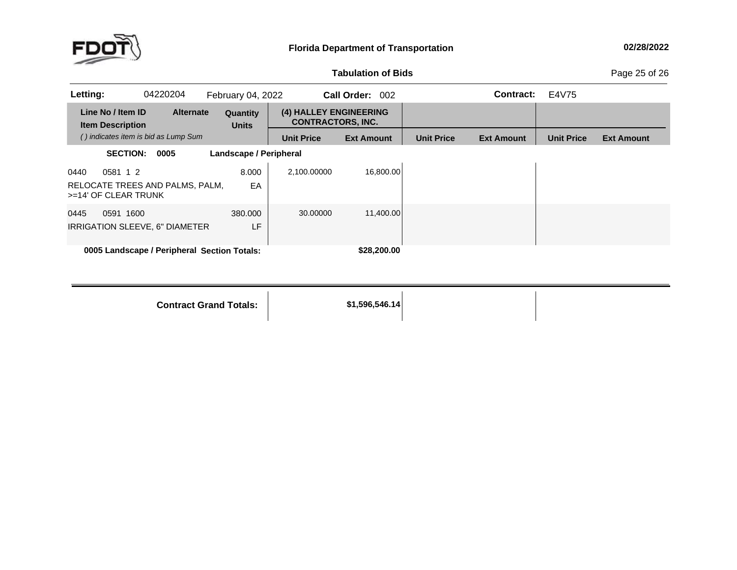**Florida Department of Transportation**

**02/28/2022**

**Tabulation of Bids**

| **Letting:** | 04220204 | February 04, 2022 | **Call Order:** 002 | **Contract:** | E4V75 |
|---|---|---|---|---|---|

| Line No / Item ID | Alternate | Quantity | (4) HALLEY ENGINEERING CONTRACTORS, INC. | | | | | |
|---|---|---|---|---|---|---|---|---|
| Item Description | | Units | | | | | | |
| *( ) indicates item is bid as Lump Sum* | | | Unit Price | Ext Amount | Unit Price | Ext Amount | Unit Price | Ext Amount |
| **SECTION: 0005** | | **Landscape / Peripheral** | | | | | | |
| 0440 0581 1 2 | | 8.000 | 2,100.00000 | 16,800.00 | | | | |
| RELOCATE TREES AND PALMS, PALM, >=14' OF CLEAR TRUNK | | EA | | | | | | |
| 0445 0591 1600 | | 380.000 | 30.00000 | 11,400.00 | | | | |
| IRRIGATION SLEEVE, 6" DIAMETER | | LF | | | | | | |
| **0005 Landscape / Peripheral Section Totals:** | | | | **$28,200.00** | | | | |
| **Contract Grand Totals:** | | | | **$1,596,546.14** | | | | |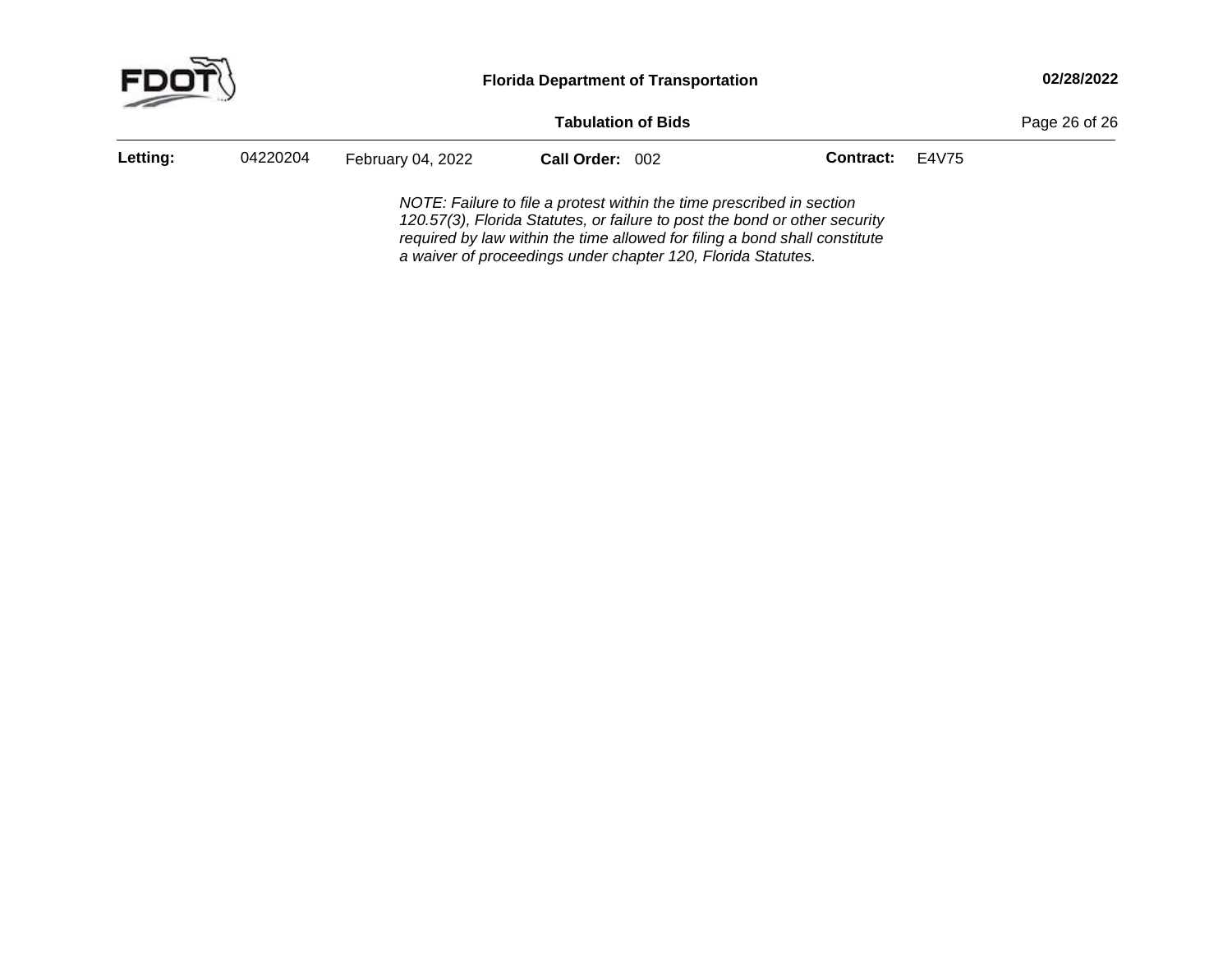**Letting:** 04220204 February 04, 2022 **Call Order:** 002 **Contract:** E4V75

*NOTE: Failure to file a protest within the time prescribed in section 120.57(3), Florida Statutes, or failure to post the bond or other security required by law within the time allowed for filing a bond shall constitute a waiver of proceedings under chapter 120, Florida Statutes.*